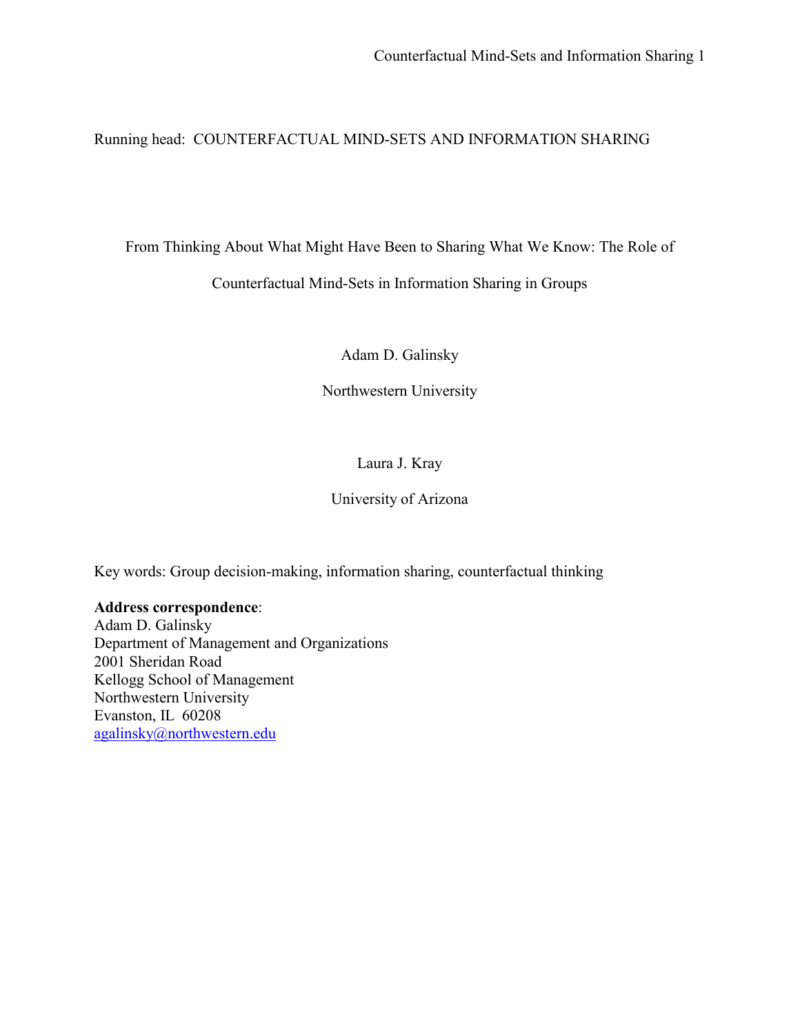Running head: COUNTERFACTUAL MIND-SETS AND INFORMATION SHARING

# From Thinking About What Might Have Been to Sharing What We Know: The Role of Counterfactual Mind-Sets in Information Sharing in Groups

Adam D. Galinsky

Northwestern University

Laura J. Kray

University of Arizona

Key words: Group decision-making, information sharing, counterfactual thinking

**Address correspondence**:
Adam D. Galinsky
Department of Management and Organizations
2001 Sheridan Road
Kellogg School of Management
Northwestern University
Evanston, IL 60208
agalinsky@northwestern.edu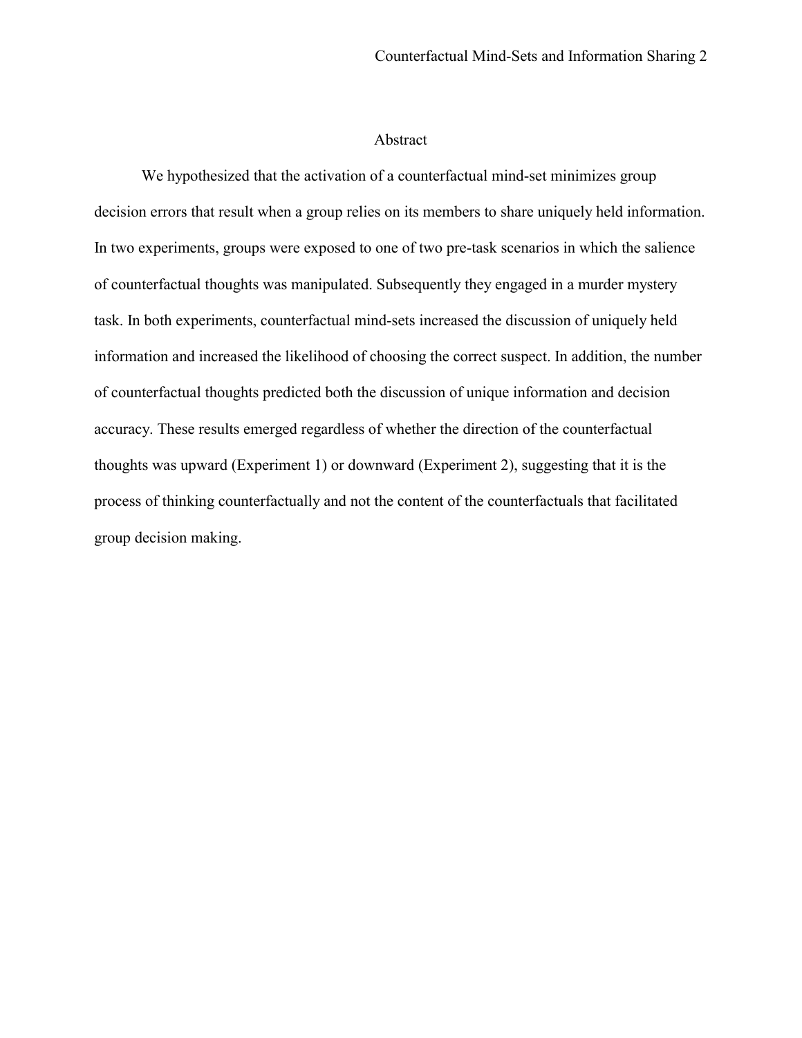# Abstract

We hypothesized that the activation of a counterfactual mind-set minimizes group decision errors that result when a group relies on its members to share uniquely held information. In two experiments, groups were exposed to one of two pre-task scenarios in which the salience of counterfactual thoughts was manipulated. Subsequently they engaged in a murder mystery task. In both experiments, counterfactual mind-sets increased the discussion of uniquely held information and increased the likelihood of choosing the correct suspect. In addition, the number of counterfactual thoughts predicted both the discussion of unique information and decision accuracy. These results emerged regardless of whether the direction of the counterfactual thoughts was upward (Experiment 1) or downward (Experiment 2), suggesting that it is the process of thinking counterfactually and not the content of the counterfactuals that facilitated group decision making.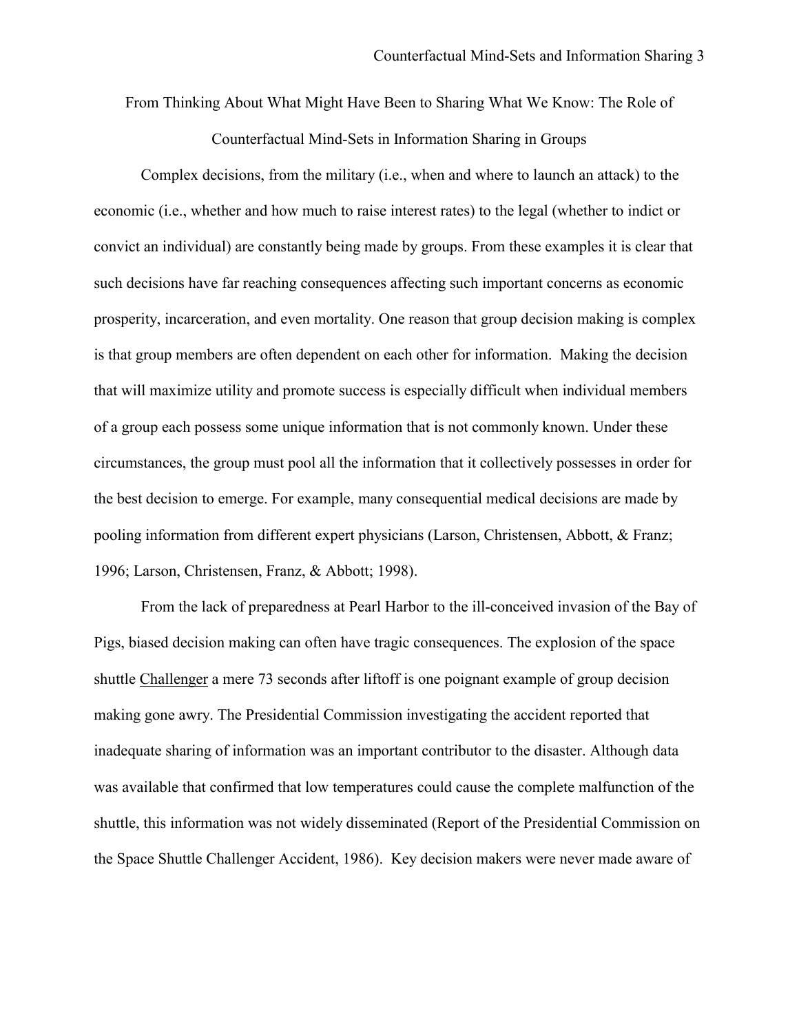# From Thinking About What Might Have Been to Sharing What We Know: The Role of Counterfactual Mind-Sets in Information Sharing in Groups

Complex decisions, from the military (i.e., when and where to launch an attack) to the economic (i.e., whether and how much to raise interest rates) to the legal (whether to indict or convict an individual) are constantly being made by groups. From these examples it is clear that such decisions have far reaching consequences affecting such important concerns as economic prosperity, incarceration, and even mortality. One reason that group decision making is complex is that group members are often dependent on each other for information. Making the decision that will maximize utility and promote success is especially difficult when individual members of a group each possess some unique information that is not commonly known. Under these circumstances, the group must pool all the information that it collectively possesses in order for the best decision to emerge. For example, many consequential medical decisions are made by pooling information from different expert physicians (Larson, Christensen, Abbott, & Franz; 1996; Larson, Christensen, Franz, & Abbott; 1998).

From the lack of preparedness at Pearl Harbor to the ill-conceived invasion of the Bay of Pigs, biased decision making can often have tragic consequences. The explosion of the space shuttle Challenger a mere 73 seconds after liftoff is one poignant example of group decision making gone awry. The Presidential Commission investigating the accident reported that inadequate sharing of information was an important contributor to the disaster. Although data was available that confirmed that low temperatures could cause the complete malfunction of the shuttle, this information was not widely disseminated (Report of the Presidential Commission on the Space Shuttle Challenger Accident, 1986). Key decision makers were never made aware of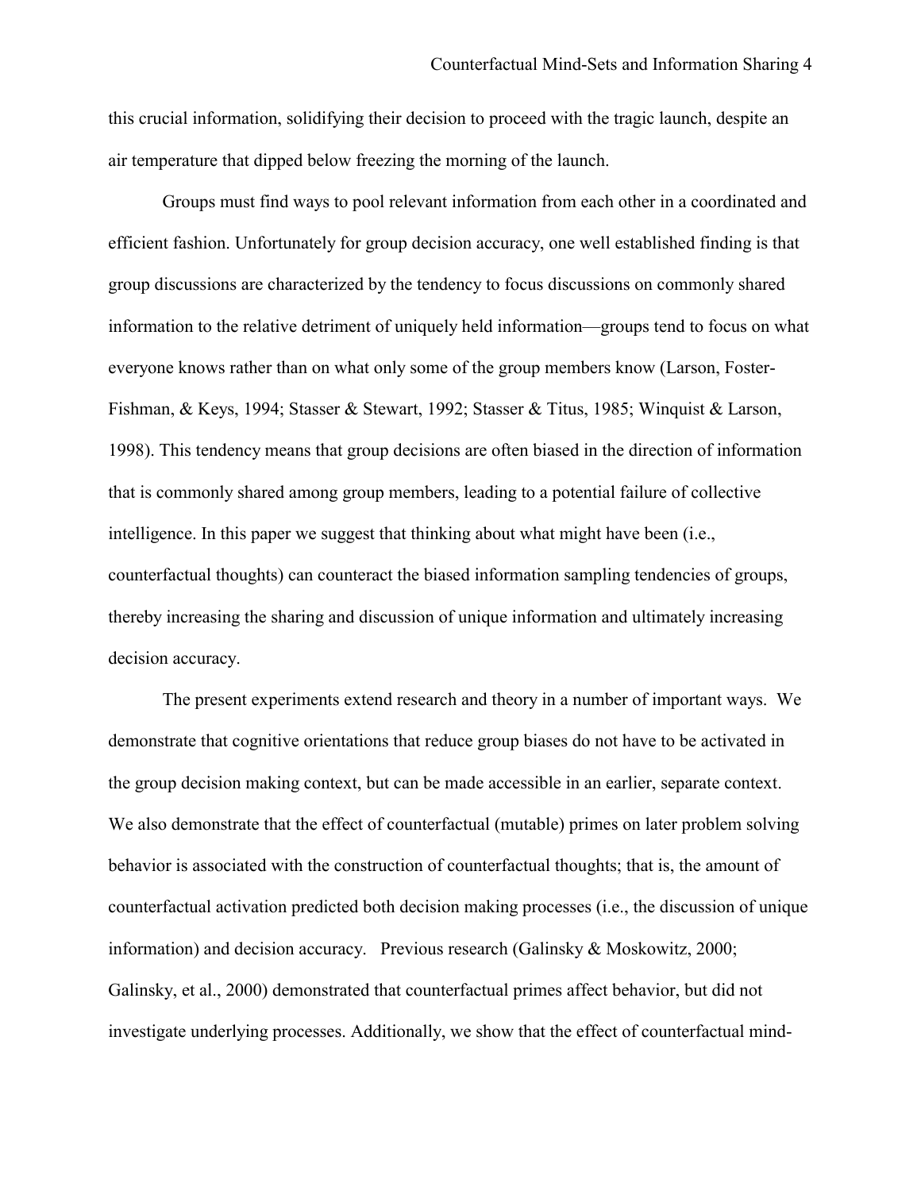this crucial information, solidifying their decision to proceed with the tragic launch, despite an air temperature that dipped below freezing the morning of the launch.

Groups must find ways to pool relevant information from each other in a coordinated and efficient fashion. Unfortunately for group decision accuracy, one well established finding is that group discussions are characterized by the tendency to focus discussions on commonly shared information to the relative detriment of uniquely held information—groups tend to focus on what everyone knows rather than on what only some of the group members know (Larson, Foster-Fishman, & Keys, 1994; Stasser & Stewart, 1992; Stasser & Titus, 1985; Winquist & Larson, 1998). This tendency means that group decisions are often biased in the direction of information that is commonly shared among group members, leading to a potential failure of collective intelligence. In this paper we suggest that thinking about what might have been (i.e., counterfactual thoughts) can counteract the biased information sampling tendencies of groups, thereby increasing the sharing and discussion of unique information and ultimately increasing decision accuracy.

The present experiments extend research and theory in a number of important ways. We demonstrate that cognitive orientations that reduce group biases do not have to be activated in the group decision making context, but can be made accessible in an earlier, separate context. We also demonstrate that the effect of counterfactual (mutable) primes on later problem solving behavior is associated with the construction of counterfactual thoughts; that is, the amount of counterfactual activation predicted both decision making processes (i.e., the discussion of unique information) and decision accuracy. Previous research (Galinsky & Moskowitz, 2000; Galinsky, et al., 2000) demonstrated that counterfactual primes affect behavior, but did not investigate underlying processes. Additionally, we show that the effect of counterfactual mind-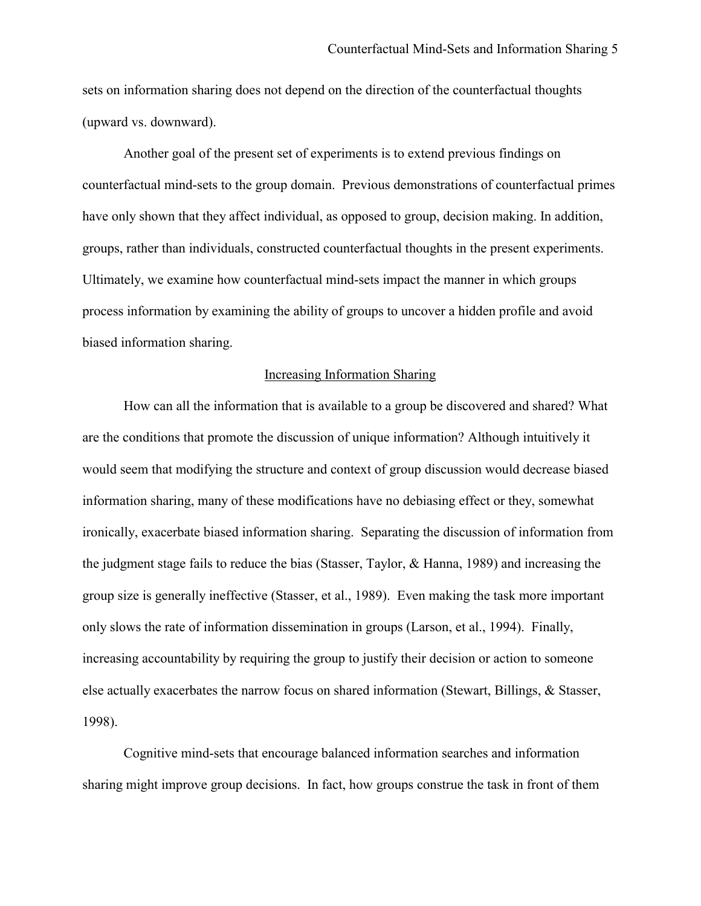sets on information sharing does not depend on the direction of the counterfactual thoughts (upward vs. downward).

Another goal of the present set of experiments is to extend previous findings on counterfactual mind-sets to the group domain. Previous demonstrations of counterfactual primes have only shown that they affect individual, as opposed to group, decision making. In addition, groups, rather than individuals, constructed counterfactual thoughts in the present experiments. Ultimately, we examine how counterfactual mind-sets impact the manner in which groups process information by examining the ability of groups to uncover a hidden profile and avoid biased information sharing.

## Increasing Information Sharing

How can all the information that is available to a group be discovered and shared? What are the conditions that promote the discussion of unique information? Although intuitively it would seem that modifying the structure and context of group discussion would decrease biased information sharing, many of these modifications have no debiasing effect or they, somewhat ironically, exacerbate biased information sharing. Separating the discussion of information from the judgment stage fails to reduce the bias (Stasser, Taylor, & Hanna, 1989) and increasing the group size is generally ineffective (Stasser, et al., 1989). Even making the task more important only slows the rate of information dissemination in groups (Larson, et al., 1994). Finally, increasing accountability by requiring the group to justify their decision or action to someone else actually exacerbates the narrow focus on shared information (Stewart, Billings, & Stasser, 1998).

Cognitive mind-sets that encourage balanced information searches and information sharing might improve group decisions. In fact, how groups construe the task in front of them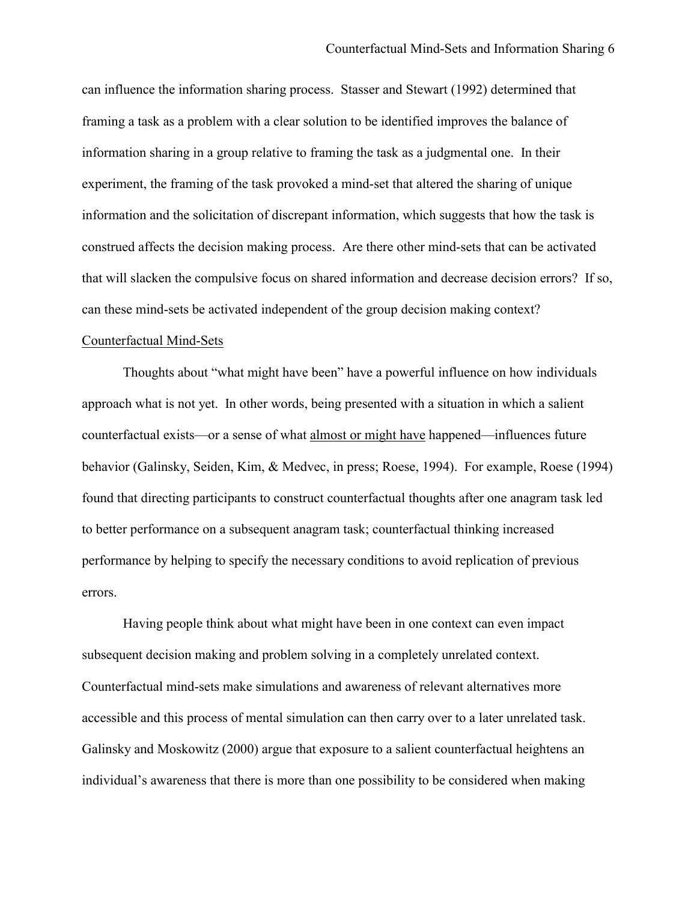can influence the information sharing process. Stasser and Stewart (1992) determined that framing a task as a problem with a clear solution to be identified improves the balance of information sharing in a group relative to framing the task as a judgmental one. In their experiment, the framing of the task provoked a mind-set that altered the sharing of unique information and the solicitation of discrepant information, which suggests that how the task is construed affects the decision making process. Are there other mind-sets that can be activated that will slacken the compulsive focus on shared information and decrease decision errors? If so, can these mind-sets be activated independent of the group decision making context?

## Counterfactual Mind-Sets

Thoughts about "what might have been" have a powerful influence on how individuals approach what is not yet. In other words, being presented with a situation in which a salient counterfactual exists—or a sense of what almost or might have happened—influences future behavior (Galinsky, Seiden, Kim, & Medvec, in press; Roese, 1994). For example, Roese (1994) found that directing participants to construct counterfactual thoughts after one anagram task led to better performance on a subsequent anagram task; counterfactual thinking increased performance by helping to specify the necessary conditions to avoid replication of previous errors.

Having people think about what might have been in one context can even impact subsequent decision making and problem solving in a completely unrelated context. Counterfactual mind-sets make simulations and awareness of relevant alternatives more accessible and this process of mental simulation can then carry over to a later unrelated task. Galinsky and Moskowitz (2000) argue that exposure to a salient counterfactual heightens an individual's awareness that there is more than one possibility to be considered when making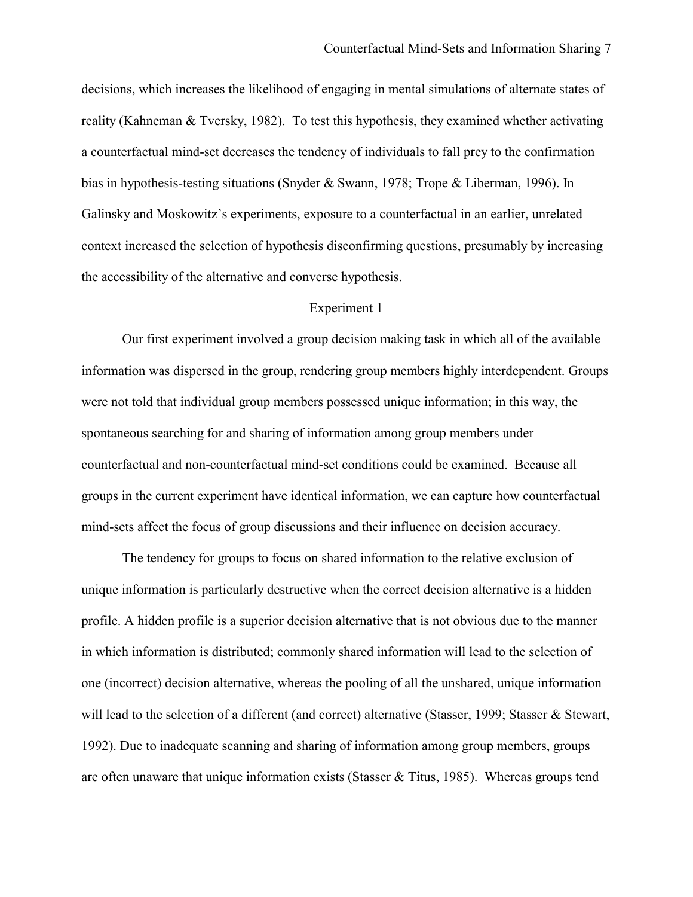decisions, which increases the likelihood of engaging in mental simulations of alternate states of reality (Kahneman & Tversky, 1982). To test this hypothesis, they examined whether activating a counterfactual mind-set decreases the tendency of individuals to fall prey to the confirmation bias in hypothesis-testing situations (Snyder & Swann, 1978; Trope & Liberman, 1996). In Galinsky and Moskowitz's experiments, exposure to a counterfactual in an earlier, unrelated context increased the selection of hypothesis disconfirming questions, presumably by increasing the accessibility of the alternative and converse hypothesis.

## Experiment 1

Our first experiment involved a group decision making task in which all of the available information was dispersed in the group, rendering group members highly interdependent. Groups were not told that individual group members possessed unique information; in this way, the spontaneous searching for and sharing of information among group members under counterfactual and non-counterfactual mind-set conditions could be examined. Because all groups in the current experiment have identical information, we can capture how counterfactual mind-sets affect the focus of group discussions and their influence on decision accuracy.

The tendency for groups to focus on shared information to the relative exclusion of unique information is particularly destructive when the correct decision alternative is a hidden profile. A hidden profile is a superior decision alternative that is not obvious due to the manner in which information is distributed; commonly shared information will lead to the selection of one (incorrect) decision alternative, whereas the pooling of all the unshared, unique information will lead to the selection of a different (and correct) alternative (Stasser, 1999; Stasser & Stewart, 1992). Due to inadequate scanning and sharing of information among group members, groups are often unaware that unique information exists (Stasser & Titus, 1985). Whereas groups tend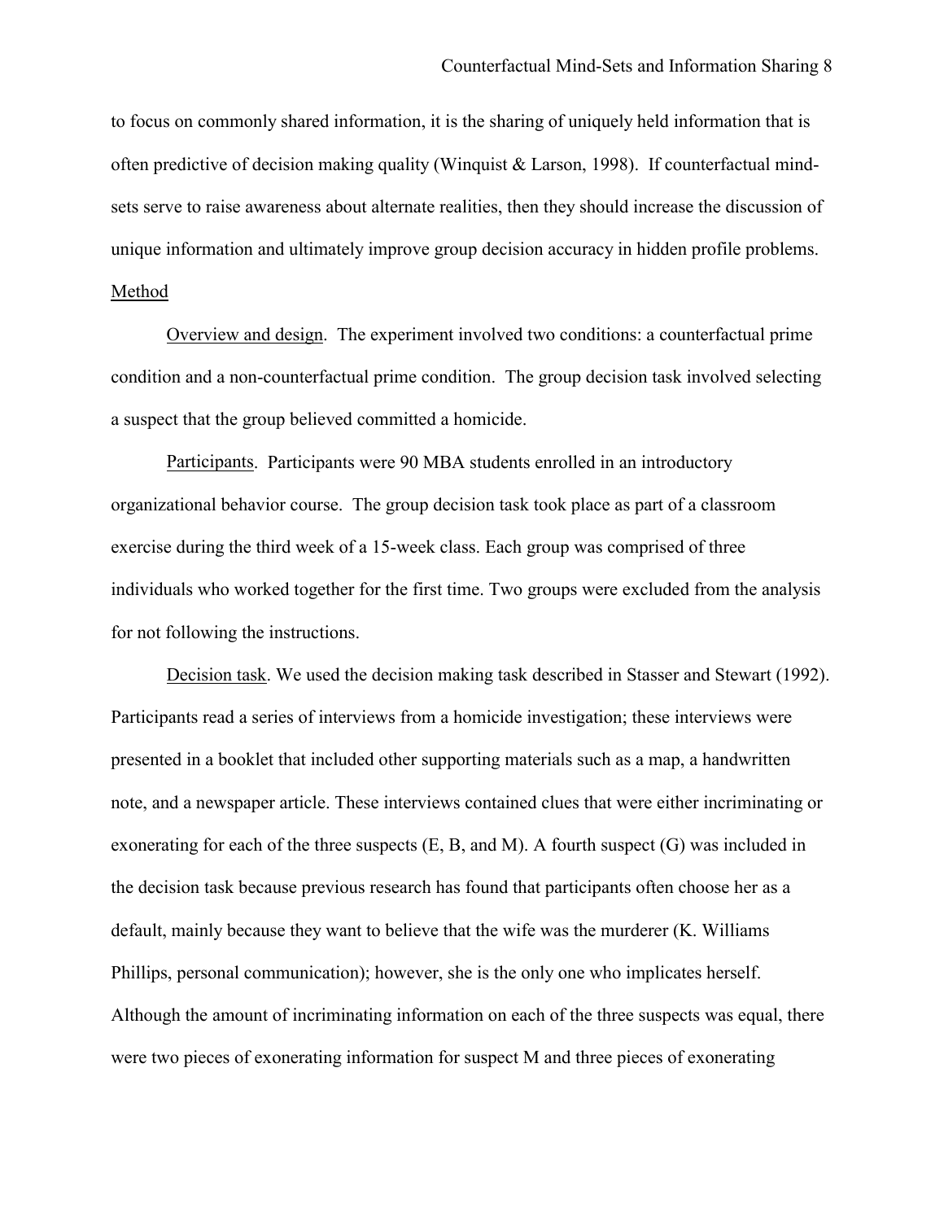to focus on commonly shared information, it is the sharing of uniquely held information that is often predictive of decision making quality (Winquist & Larson, 1998). If counterfactual mind-sets serve to raise awareness about alternate realities, then they should increase the discussion of unique information and ultimately improve group decision accuracy in hidden profile problems.

## Method

Overview and design. The experiment involved two conditions: a counterfactual prime condition and a non-counterfactual prime condition. The group decision task involved selecting a suspect that the group believed committed a homicide.

Participants. Participants were 90 MBA students enrolled in an introductory organizational behavior course. The group decision task took place as part of a classroom exercise during the third week of a 15-week class. Each group was comprised of three individuals who worked together for the first time. Two groups were excluded from the analysis for not following the instructions.

Decision task. We used the decision making task described in Stasser and Stewart (1992). Participants read a series of interviews from a homicide investigation; these interviews were presented in a booklet that included other supporting materials such as a map, a handwritten note, and a newspaper article. These interviews contained clues that were either incriminating or exonerating for each of the three suspects (E, B, and M). A fourth suspect (G) was included in the decision task because previous research has found that participants often choose her as a default, mainly because they want to believe that the wife was the murderer (K. Williams Phillips, personal communication); however, she is the only one who implicates herself. Although the amount of incriminating information on each of the three suspects was equal, there were two pieces of exonerating information for suspect M and three pieces of exonerating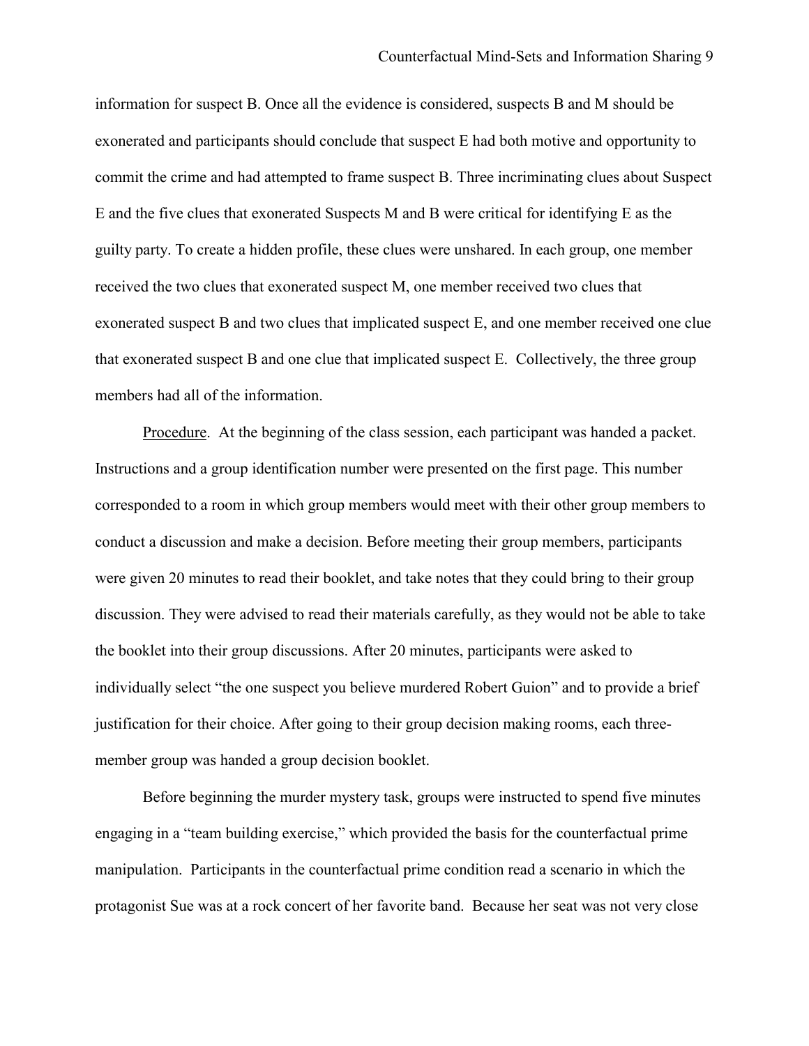information for suspect B. Once all the evidence is considered, suspects B and M should be exonerated and participants should conclude that suspect E had both motive and opportunity to commit the crime and had attempted to frame suspect B. Three incriminating clues about Suspect E and the five clues that exonerated Suspects M and B were critical for identifying E as the guilty party. To create a hidden profile, these clues were unshared. In each group, one member received the two clues that exonerated suspect M, one member received two clues that exonerated suspect B and two clues that implicated suspect E, and one member received one clue that exonerated suspect B and one clue that implicated suspect E. Collectively, the three group members had all of the information.

Procedure. At the beginning of the class session, each participant was handed a packet. Instructions and a group identification number were presented on the first page. This number corresponded to a room in which group members would meet with their other group members to conduct a discussion and make a decision. Before meeting their group members, participants were given 20 minutes to read their booklet, and take notes that they could bring to their group discussion. They were advised to read their materials carefully, as they would not be able to take the booklet into their group discussions. After 20 minutes, participants were asked to individually select "the one suspect you believe murdered Robert Guion" and to provide a brief justification for their choice. After going to their group decision making rooms, each three-member group was handed a group decision booklet.

Before beginning the murder mystery task, groups were instructed to spend five minutes engaging in a "team building exercise," which provided the basis for the counterfactual prime manipulation. Participants in the counterfactual prime condition read a scenario in which the protagonist Sue was at a rock concert of her favorite band. Because her seat was not very close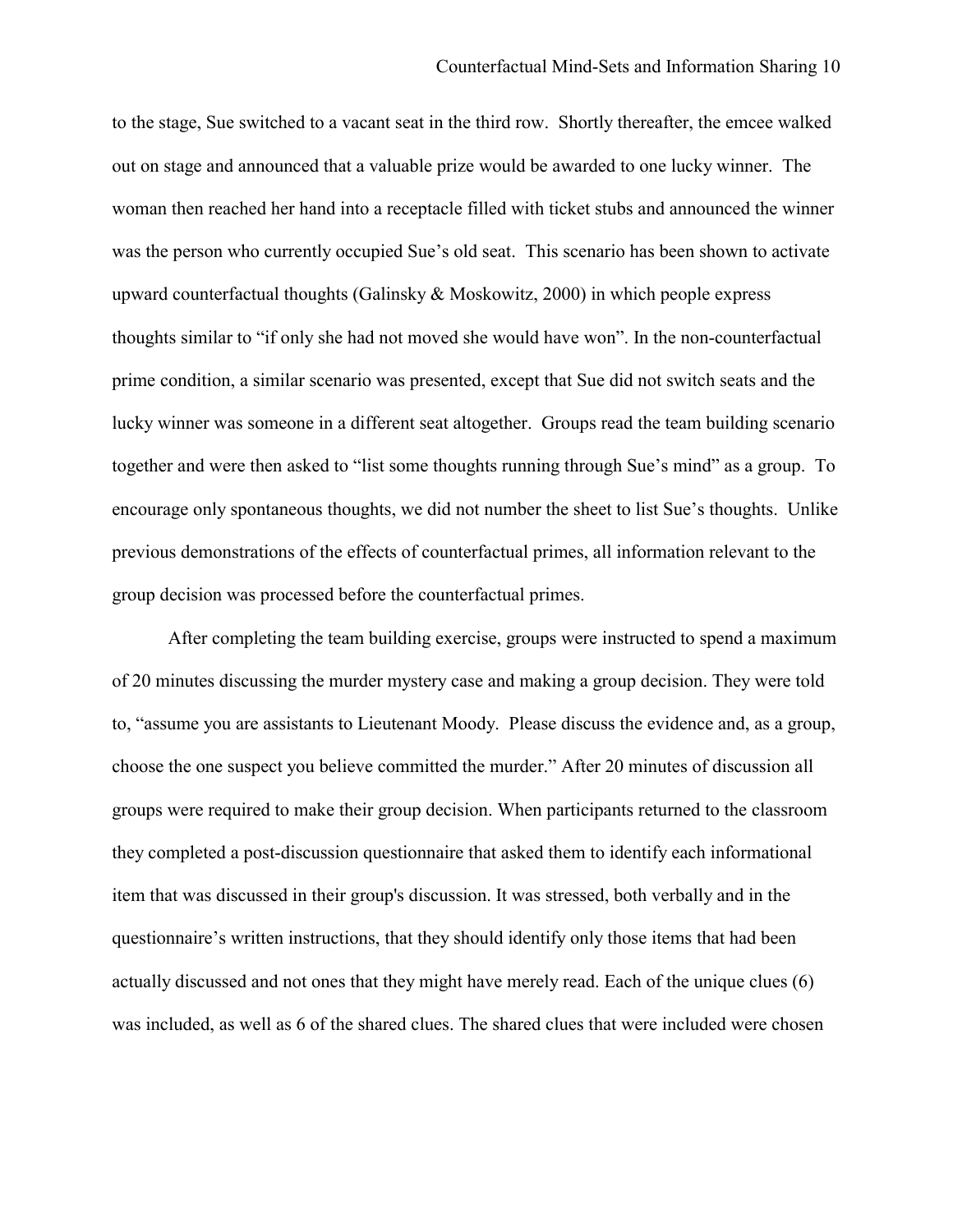to the stage, Sue switched to a vacant seat in the third row. Shortly thereafter, the emcee walked out on stage and announced that a valuable prize would be awarded to one lucky winner. The woman then reached her hand into a receptacle filled with ticket stubs and announced the winner was the person who currently occupied Sue's old seat. This scenario has been shown to activate upward counterfactual thoughts (Galinsky & Moskowitz, 2000) in which people express thoughts similar to "if only she had not moved she would have won". In the non-counterfactual prime condition, a similar scenario was presented, except that Sue did not switch seats and the lucky winner was someone in a different seat altogether. Groups read the team building scenario together and were then asked to "list some thoughts running through Sue's mind" as a group. To encourage only spontaneous thoughts, we did not number the sheet to list Sue's thoughts. Unlike previous demonstrations of the effects of counterfactual primes, all information relevant to the group decision was processed before the counterfactual primes.

After completing the team building exercise, groups were instructed to spend a maximum of 20 minutes discussing the murder mystery case and making a group decision. They were told to, "assume you are assistants to Lieutenant Moody. Please discuss the evidence and, as a group, choose the one suspect you believe committed the murder." After 20 minutes of discussion all groups were required to make their group decision. When participants returned to the classroom they completed a post-discussion questionnaire that asked them to identify each informational item that was discussed in their group's discussion. It was stressed, both verbally and in the questionnaire's written instructions, that they should identify only those items that had been actually discussed and not ones that they might have merely read. Each of the unique clues (6) was included, as well as 6 of the shared clues. The shared clues that were included were chosen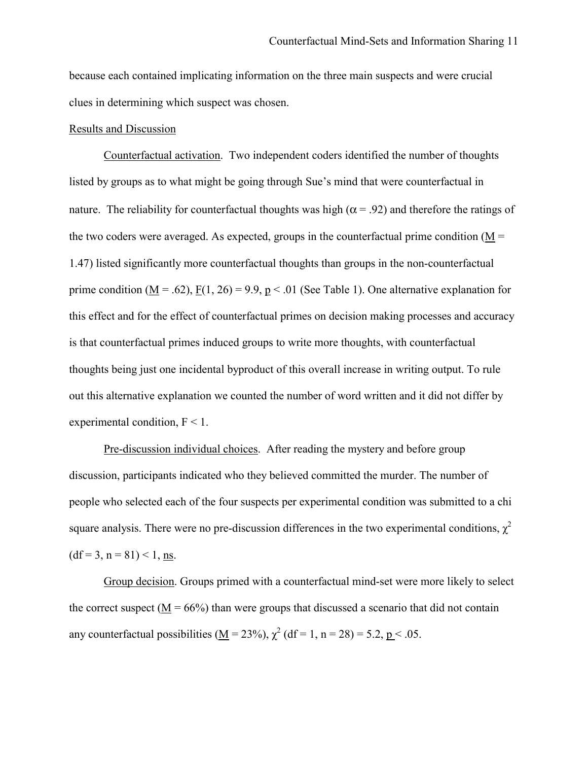because each contained implicating information on the three main suspects and were crucial clues in determining which suspect was chosen.

Results and Discussion

Counterfactual activation. Two independent coders identified the number of thoughts listed by groups as to what might be going through Sue's mind that were counterfactual in nature. The reliability for counterfactual thoughts was high ($\alpha = .92$) and therefore the ratings of the two coders were averaged. As expected, groups in the counterfactual prime condition ($M$ = 1.47) listed significantly more counterfactual thoughts than groups in the non-counterfactual prime condition ($M$ = .62), $F(1, 26) = 9.9$, $p < .01$ (See Table 1). One alternative explanation for this effect and for the effect of counterfactual primes on decision making processes and accuracy is that counterfactual primes induced groups to write more thoughts, with counterfactual thoughts being just one incidental byproduct of this overall increase in writing output. To rule out this alternative explanation we counted the number of word written and it did not differ by experimental condition, $F < 1$.

Pre-discussion individual choices. After reading the mystery and before group discussion, participants indicated who they believed committed the murder. The number of people who selected each of the four suspects per experimental condition was submitted to a chi square analysis. There were no pre-discussion differences in the two experimental conditions, $\chi^2$ (df = 3, n = 81) < 1, ns.

Group decision. Groups primed with a counterfactual mind-set were more likely to select the correct suspect ($M$ = 66%) than were groups that discussed a scenario that did not contain any counterfactual possibilities ($M$ = 23%), $\chi^2$ (df = 1, n = 28) = 5.2, $p < .05$.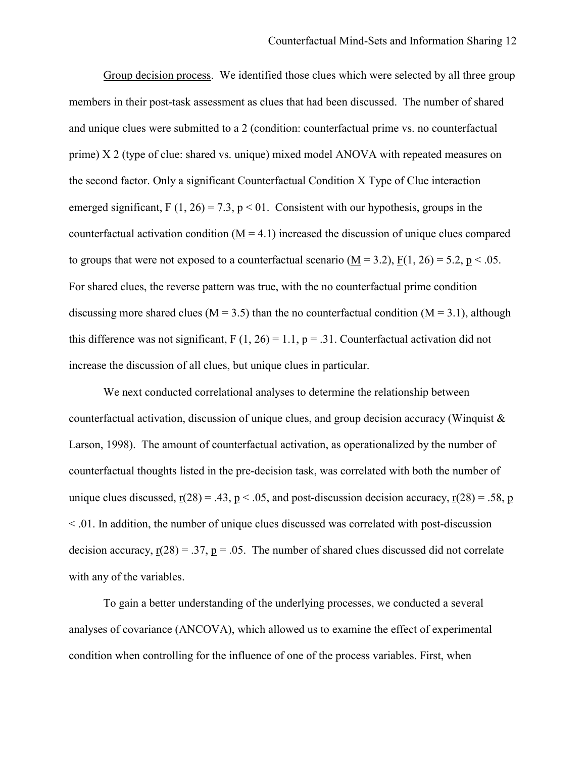Group decision process. We identified those clues which were selected by all three group members in their post-task assessment as clues that had been discussed. The number of shared and unique clues were submitted to a 2 (condition: counterfactual prime vs. no counterfactual prime) X 2 (type of clue: shared vs. unique) mixed model ANOVA with repeated measures on the second factor. Only a significant Counterfactual Condition X Type of Clue interaction emerged significant, $F(1, 26) = 7.3$, $p < 01$. Consistent with our hypothesis, groups in the counterfactual activation condition ($M = 4.1$) increased the discussion of unique clues compared to groups that were not exposed to a counterfactual scenario ($M = 3.2$), $F(1, 26) = 5.2$, $p < .05$. For shared clues, the reverse pattern was true, with the no counterfactual prime condition discussing more shared clues ($M = 3.5$) than the no counterfactual condition ($M = 3.1$), although this difference was not significant, $F(1, 26) = 1.1$, $p = .31$. Counterfactual activation did not increase the discussion of all clues, but unique clues in particular.

We next conducted correlational analyses to determine the relationship between counterfactual activation, discussion of unique clues, and group decision accuracy (Winquist & Larson, 1998). The amount of counterfactual activation, as operationalized by the number of counterfactual thoughts listed in the pre-decision task, was correlated with both the number of unique clues discussed, $r(28) = .43$, $p < .05$, and post-discussion decision accuracy, $r(28) = .58$, $p < .01$. In addition, the number of unique clues discussed was correlated with post-discussion decision accuracy, $r(28) = .37$, $p = .05$. The number of shared clues discussed did not correlate with any of the variables.

To gain a better understanding of the underlying processes, we conducted a several analyses of covariance (ANCOVA), which allowed us to examine the effect of experimental condition when controlling for the influence of one of the process variables. First, when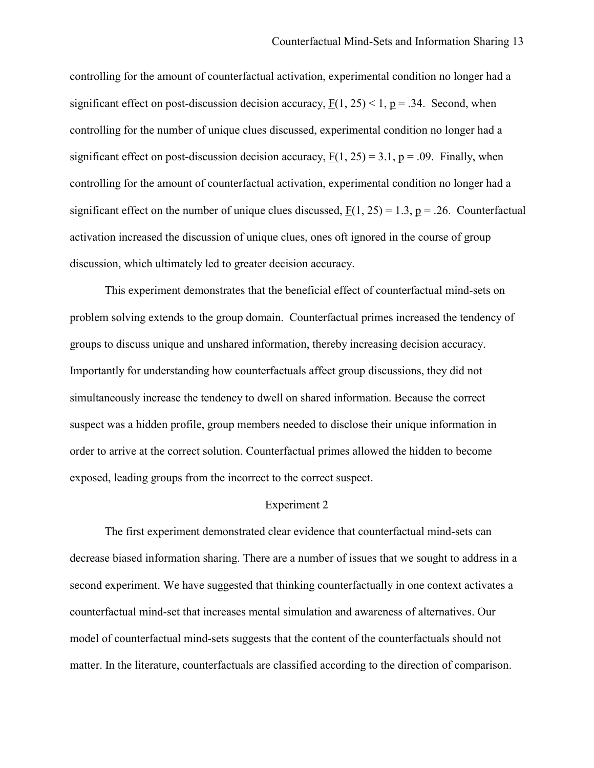controlling for the amount of counterfactual activation, experimental condition no longer had a significant effect on post-discussion decision accuracy, $F(1, 25) < 1$, $p = .34$. Second, when controlling for the number of unique clues discussed, experimental condition no longer had a significant effect on post-discussion decision accuracy, $F(1, 25) = 3.1$, $p = .09$. Finally, when controlling for the amount of counterfactual activation, experimental condition no longer had a significant effect on the number of unique clues discussed, $F(1, 25) = 1.3$, $p = .26$. Counterfactual activation increased the discussion of unique clues, ones oft ignored in the course of group discussion, which ultimately led to greater decision accuracy.

This experiment demonstrates that the beneficial effect of counterfactual mind-sets on problem solving extends to the group domain. Counterfactual primes increased the tendency of groups to discuss unique and unshared information, thereby increasing decision accuracy. Importantly for understanding how counterfactuals affect group discussions, they did not simultaneously increase the tendency to dwell on shared information. Because the correct suspect was a hidden profile, group members needed to disclose their unique information in order to arrive at the correct solution. Counterfactual primes allowed the hidden to become exposed, leading groups from the incorrect to the correct suspect.

## Experiment 2

The first experiment demonstrated clear evidence that counterfactual mind-sets can decrease biased information sharing. There are a number of issues that we sought to address in a second experiment. We have suggested that thinking counterfactually in one context activates a counterfactual mind-set that increases mental simulation and awareness of alternatives. Our model of counterfactual mind-sets suggests that the content of the counterfactuals should not matter. In the literature, counterfactuals are classified according to the direction of comparison.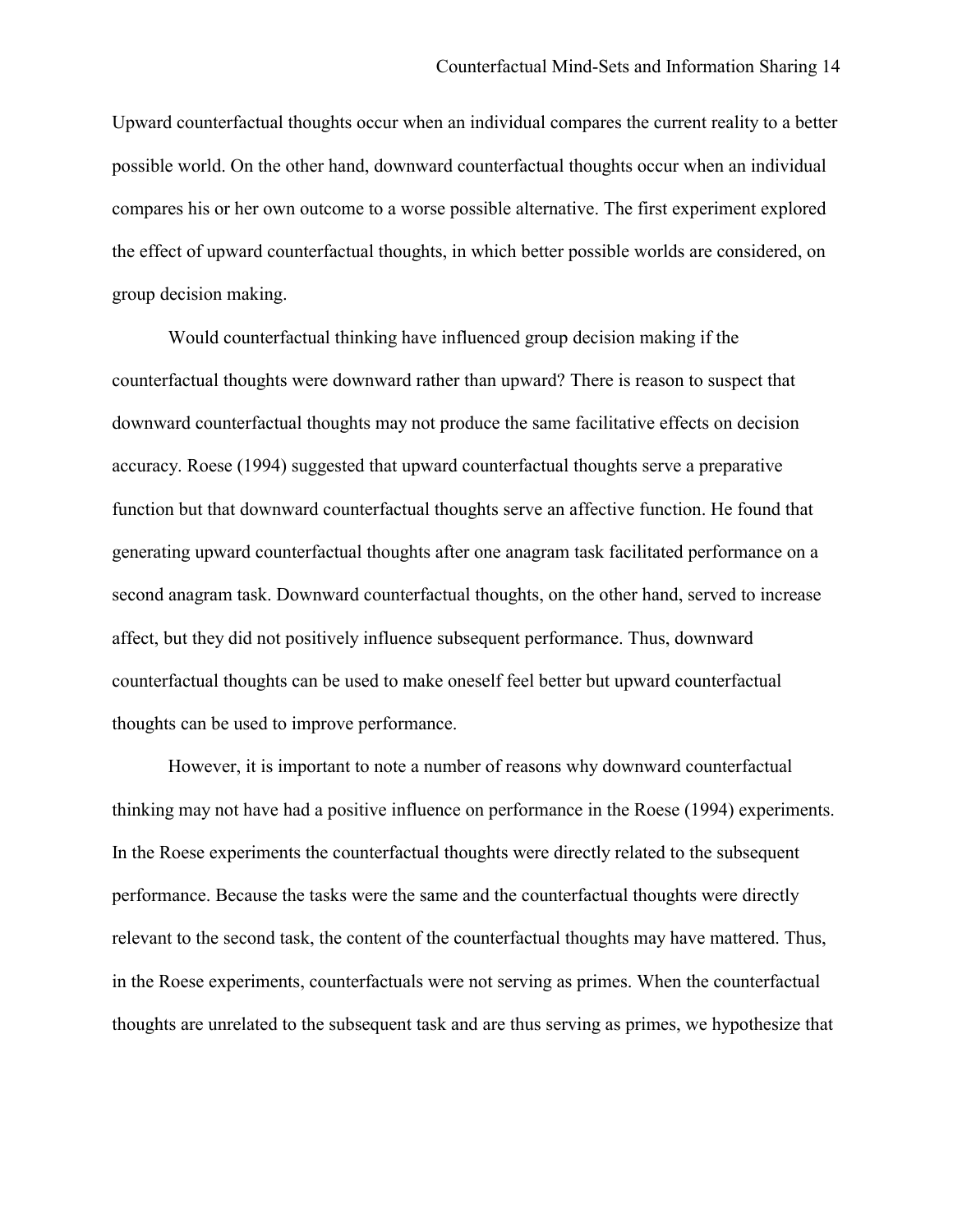Upward counterfactual thoughts occur when an individual compares the current reality to a better possible world. On the other hand, downward counterfactual thoughts occur when an individual compares his or her own outcome to a worse possible alternative. The first experiment explored the effect of upward counterfactual thoughts, in which better possible worlds are considered, on group decision making.

Would counterfactual thinking have influenced group decision making if the counterfactual thoughts were downward rather than upward? There is reason to suspect that downward counterfactual thoughts may not produce the same facilitative effects on decision accuracy. Roese (1994) suggested that upward counterfactual thoughts serve a preparative function but that downward counterfactual thoughts serve an affective function. He found that generating upward counterfactual thoughts after one anagram task facilitated performance on a second anagram task. Downward counterfactual thoughts, on the other hand, served to increase affect, but they did not positively influence subsequent performance. Thus, downward counterfactual thoughts can be used to make oneself feel better but upward counterfactual thoughts can be used to improve performance.

However, it is important to note a number of reasons why downward counterfactual thinking may not have had a positive influence on performance in the Roese (1994) experiments. In the Roese experiments the counterfactual thoughts were directly related to the subsequent performance. Because the tasks were the same and the counterfactual thoughts were directly relevant to the second task, the content of the counterfactual thoughts may have mattered. Thus, in the Roese experiments, counterfactuals were not serving as primes. When the counterfactual thoughts are unrelated to the subsequent task and are thus serving as primes, we hypothesize that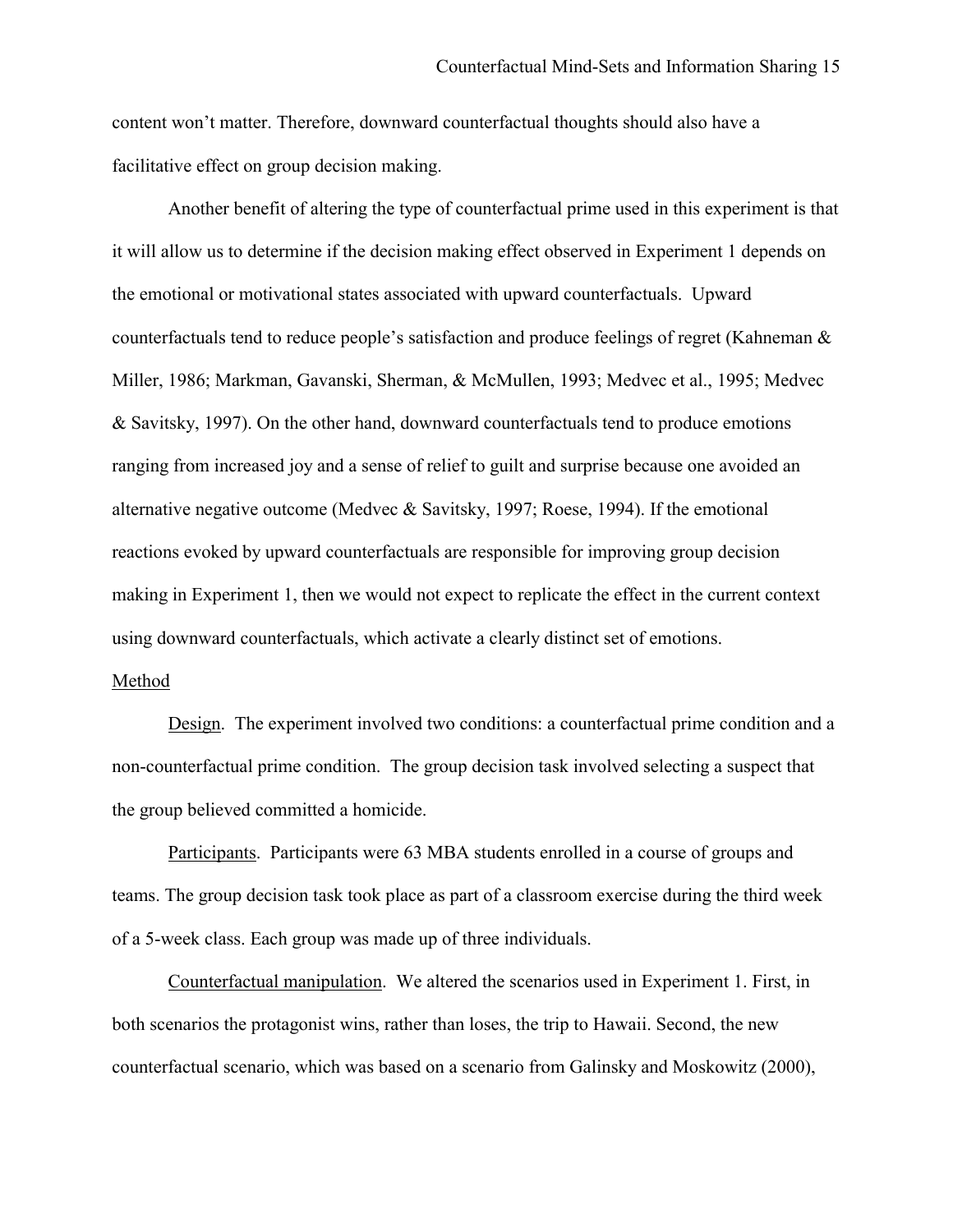content won't matter. Therefore, downward counterfactual thoughts should also have a facilitative effect on group decision making.

Another benefit of altering the type of counterfactual prime used in this experiment is that it will allow us to determine if the decision making effect observed in Experiment 1 depends on the emotional or motivational states associated with upward counterfactuals. Upward counterfactuals tend to reduce people's satisfaction and produce feelings of regret (Kahneman & Miller, 1986; Markman, Gavanski, Sherman, & McMullen, 1993; Medvec et al., 1995; Medvec & Savitsky, 1997). On the other hand, downward counterfactuals tend to produce emotions ranging from increased joy and a sense of relief to guilt and surprise because one avoided an alternative negative outcome (Medvec & Savitsky, 1997; Roese, 1994). If the emotional reactions evoked by upward counterfactuals are responsible for improving group decision making in Experiment 1, then we would not expect to replicate the effect in the current context using downward counterfactuals, which activate a clearly distinct set of emotions.

## Method

Design. The experiment involved two conditions: a counterfactual prime condition and a non-counterfactual prime condition. The group decision task involved selecting a suspect that the group believed committed a homicide.

Participants. Participants were 63 MBA students enrolled in a course of groups and teams. The group decision task took place as part of a classroom exercise during the third week of a 5-week class. Each group was made up of three individuals.

Counterfactual manipulation. We altered the scenarios used in Experiment 1. First, in both scenarios the protagonist wins, rather than loses, the trip to Hawaii. Second, the new counterfactual scenario, which was based on a scenario from Galinsky and Moskowitz (2000),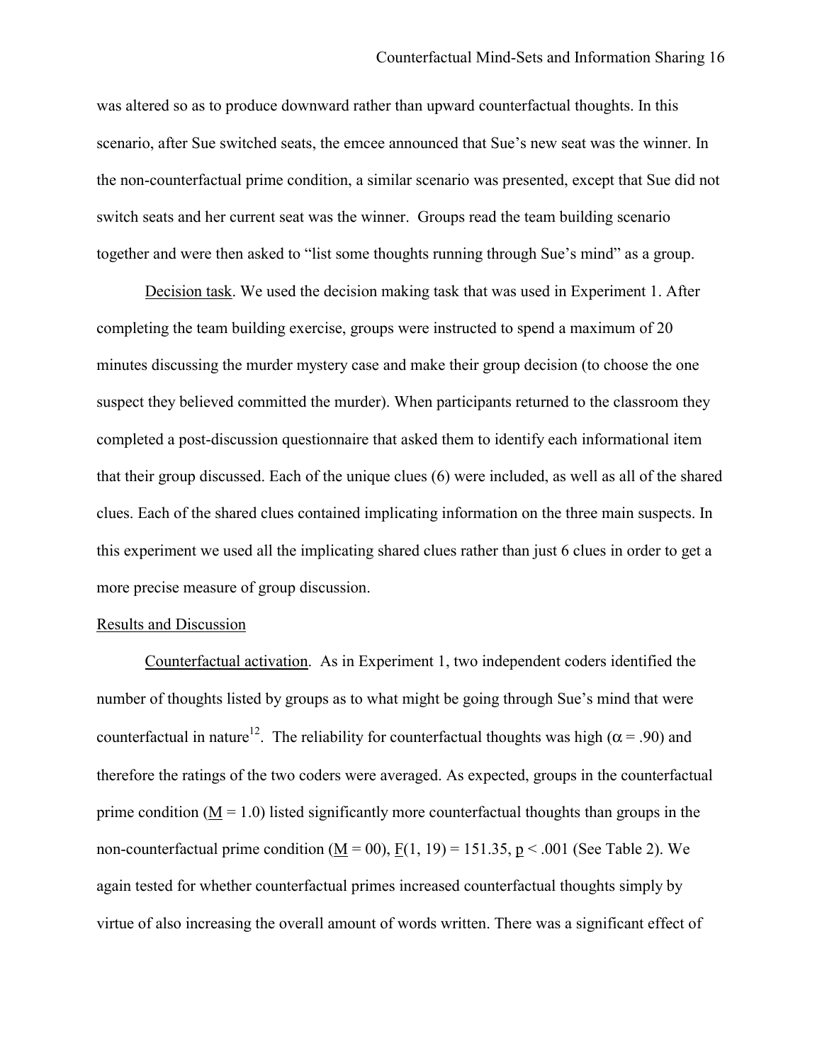was altered so as to produce downward rather than upward counterfactual thoughts. In this scenario, after Sue switched seats, the emcee announced that Sue's new seat was the winner. In the non-counterfactual prime condition, a similar scenario was presented, except that Sue did not switch seats and her current seat was the winner. Groups read the team building scenario together and were then asked to "list some thoughts running through Sue's mind" as a group.

Decision task. We used the decision making task that was used in Experiment 1. After completing the team building exercise, groups were instructed to spend a maximum of 20 minutes discussing the murder mystery case and make their group decision (to choose the one suspect they believed committed the murder). When participants returned to the classroom they completed a post-discussion questionnaire that asked them to identify each informational item that their group discussed. Each of the unique clues (6) were included, as well as all of the shared clues. Each of the shared clues contained implicating information on the three main suspects. In this experiment we used all the implicating shared clues rather than just 6 clues in order to get a more precise measure of group discussion.

## Results and Discussion

Counterfactual activation. As in Experiment 1, two independent coders identified the number of thoughts listed by groups as to what might be going through Sue's mind that were counterfactual in nature[12]. The reliability for counterfactual thoughts was high ($\alpha = .90$) and therefore the ratings of the two coders were averaged. As expected, groups in the counterfactual prime condition ($M = 1.0$) listed significantly more counterfactual thoughts than groups in the non-counterfactual prime condition ($M = 00$), $F(1, 19) = 151.35$, $p < .001$ (See Table 2). We again tested for whether counterfactual primes increased counterfactual thoughts simply by virtue of also increasing the overall amount of words written. There was a significant effect of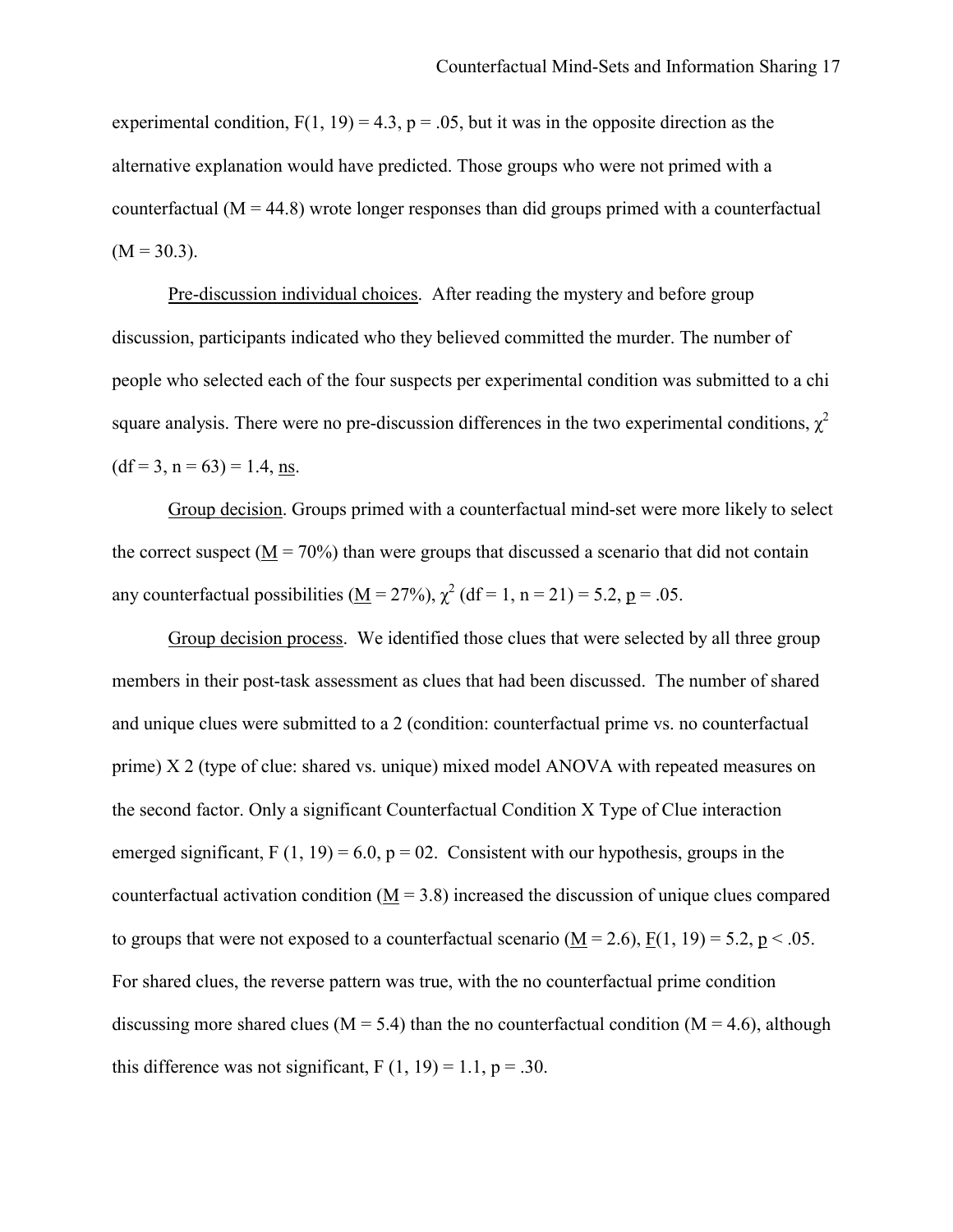experimental condition, $F(1, 19) = 4.3$, $p = .05$, but it was in the opposite direction as the alternative explanation would have predicted. Those groups who were not primed with a counterfactual ($M = 44.8$) wrote longer responses than did groups primed with a counterfactual ($M = 30.3$).

Pre-discussion individual choices. After reading the mystery and before group discussion, participants indicated who they believed committed the murder. The number of people who selected each of the four suspects per experimental condition was submitted to a chi square analysis. There were no pre-discussion differences in the two experimental conditions, $\chi^2$ ($df = 3$, $n = 63$) = 1.4, ns.

Group decision. Groups primed with a counterfactual mind-set were more likely to select the correct suspect ($M = 70\%$) than were groups that discussed a scenario that did not contain any counterfactual possibilities ($M = 27\%$), $\chi^2$ ($df = 1$, $n = 21$) = 5.2, $p = .05$.

Group decision process. We identified those clues that were selected by all three group members in their post-task assessment as clues that had been discussed. The number of shared and unique clues were submitted to a 2 (condition: counterfactual prime vs. no counterfactual prime) X 2 (type of clue: shared vs. unique) mixed model ANOVA with repeated measures on the second factor. Only a significant Counterfactual Condition X Type of Clue interaction emerged significant, $F(1, 19) = 6.0$, $p = 02$. Consistent with our hypothesis, groups in the counterfactual activation condition ($M = 3.8$) increased the discussion of unique clues compared to groups that were not exposed to a counterfactual scenario ($M = 2.6$), $F(1, 19) = 5.2$, $p < .05$. For shared clues, the reverse pattern was true, with the no counterfactual prime condition discussing more shared clues ($M = 5.4$) than the no counterfactual condition ($M = 4.6$), although this difference was not significant, $F(1, 19) = 1.1$, $p = .30$.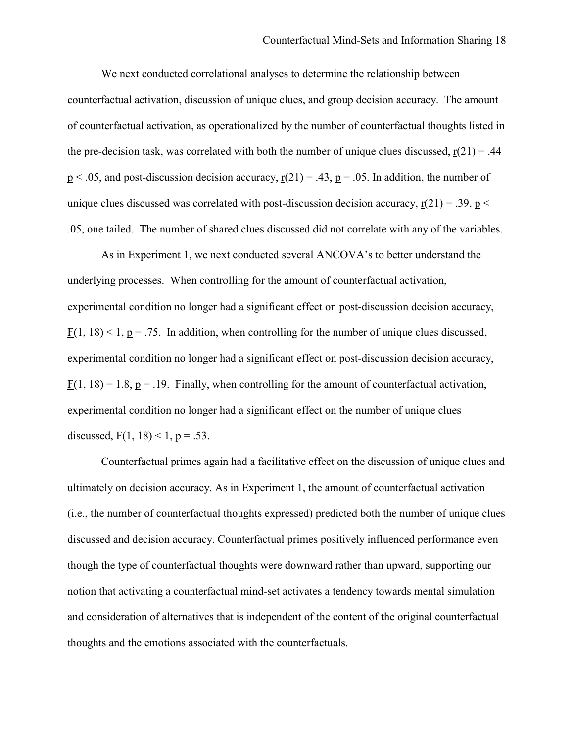We next conducted correlational analyses to determine the relationship between counterfactual activation, discussion of unique clues, and group decision accuracy. The amount of counterfactual activation, as operationalized by the number of counterfactual thoughts listed in the pre-decision task, was correlated with both the number of unique clues discussed, $r(21) = .44$ $p < .05$, and post-discussion decision accuracy, $r(21) = .43$, $p = .05$. In addition, the number of unique clues discussed was correlated with post-discussion decision accuracy, $r(21) = .39$, $p < .05$, one tailed. The number of shared clues discussed did not correlate with any of the variables.

As in Experiment 1, we next conducted several ANCOVA's to better understand the underlying processes. When controlling for the amount of counterfactual activation, experimental condition no longer had a significant effect on post-discussion decision accuracy, $F(1, 18) < 1$, $p = .75$. In addition, when controlling for the number of unique clues discussed, experimental condition no longer had a significant effect on post-discussion decision accuracy, $F(1, 18) = 1.8$, $p = .19$. Finally, when controlling for the amount of counterfactual activation, experimental condition no longer had a significant effect on the number of unique clues discussed, $F(1, 18) < 1$, $p = .53$.

Counterfactual primes again had a facilitative effect on the discussion of unique clues and ultimately on decision accuracy. As in Experiment 1, the amount of counterfactual activation (i.e., the number of counterfactual thoughts expressed) predicted both the number of unique clues discussed and decision accuracy. Counterfactual primes positively influenced performance even though the type of counterfactual thoughts were downward rather than upward, supporting our notion that activating a counterfactual mind-set activates a tendency towards mental simulation and consideration of alternatives that is independent of the content of the original counterfactual thoughts and the emotions associated with the counterfactuals.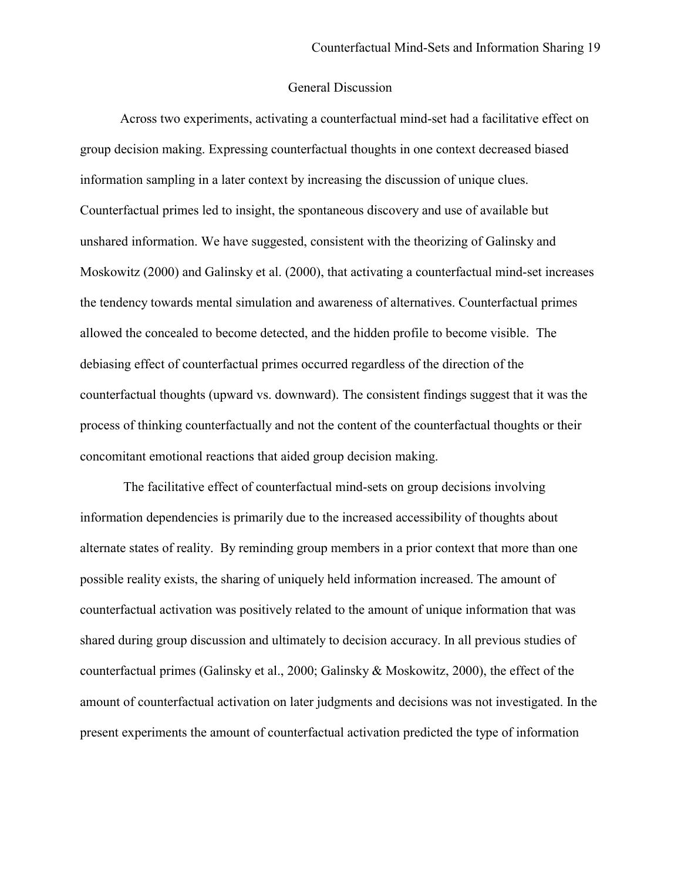## General Discussion

Across two experiments, activating a counterfactual mind-set had a facilitative effect on group decision making. Expressing counterfactual thoughts in one context decreased biased information sampling in a later context by increasing the discussion of unique clues. Counterfactual primes led to insight, the spontaneous discovery and use of available but unshared information. We have suggested, consistent with the theorizing of Galinsky and Moskowitz (2000) and Galinsky et al. (2000), that activating a counterfactual mind-set increases the tendency towards mental simulation and awareness of alternatives. Counterfactual primes allowed the concealed to become detected, and the hidden profile to become visible. The debiasing effect of counterfactual primes occurred regardless of the direction of the counterfactual thoughts (upward vs. downward). The consistent findings suggest that it was the process of thinking counterfactually and not the content of the counterfactual thoughts or their concomitant emotional reactions that aided group decision making.

The facilitative effect of counterfactual mind-sets on group decisions involving information dependencies is primarily due to the increased accessibility of thoughts about alternate states of reality. By reminding group members in a prior context that more than one possible reality exists, the sharing of uniquely held information increased. The amount of counterfactual activation was positively related to the amount of unique information that was shared during group discussion and ultimately to decision accuracy. In all previous studies of counterfactual primes (Galinsky et al., 2000; Galinsky & Moskowitz, 2000), the effect of the amount of counterfactual activation on later judgments and decisions was not investigated. In the present experiments the amount of counterfactual activation predicted the type of information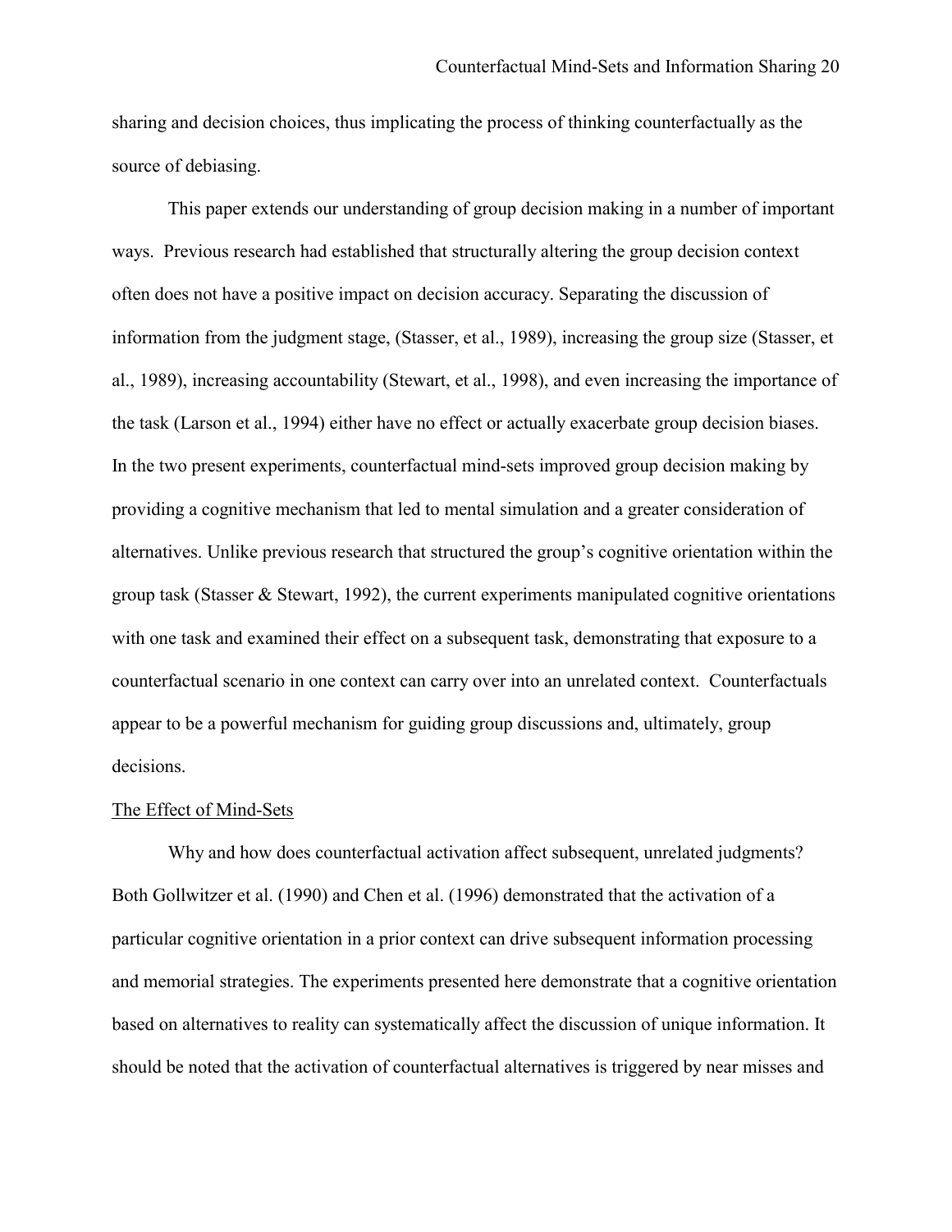sharing and decision choices, thus implicating the process of thinking counterfactually as the source of debiasing.

This paper extends our understanding of group decision making in a number of important ways. Previous research had established that structurally altering the group decision context often does not have a positive impact on decision accuracy. Separating the discussion of information from the judgment stage, (Stasser, et al., 1989), increasing the group size (Stasser, et al., 1989), increasing accountability (Stewart, et al., 1998), and even increasing the importance of the task (Larson et al., 1994) either have no effect or actually exacerbate group decision biases. In the two present experiments, counterfactual mind-sets improved group decision making by providing a cognitive mechanism that led to mental simulation and a greater consideration of alternatives. Unlike previous research that structured the group's cognitive orientation within the group task (Stasser & Stewart, 1992), the current experiments manipulated cognitive orientations with one task and examined their effect on a subsequent task, demonstrating that exposure to a counterfactual scenario in one context can carry over into an unrelated context. Counterfactuals appear to be a powerful mechanism for guiding group discussions and, ultimately, group decisions.

<u>The Effect of Mind-Sets</u>

Why and how does counterfactual activation affect subsequent, unrelated judgments? Both Gollwitzer et al. (1990) and Chen et al. (1996) demonstrated that the activation of a particular cognitive orientation in a prior context can drive subsequent information processing and memorial strategies. The experiments presented here demonstrate that a cognitive orientation based on alternatives to reality can systematically affect the discussion of unique information. It should be noted that the activation of counterfactual alternatives is triggered by near misses and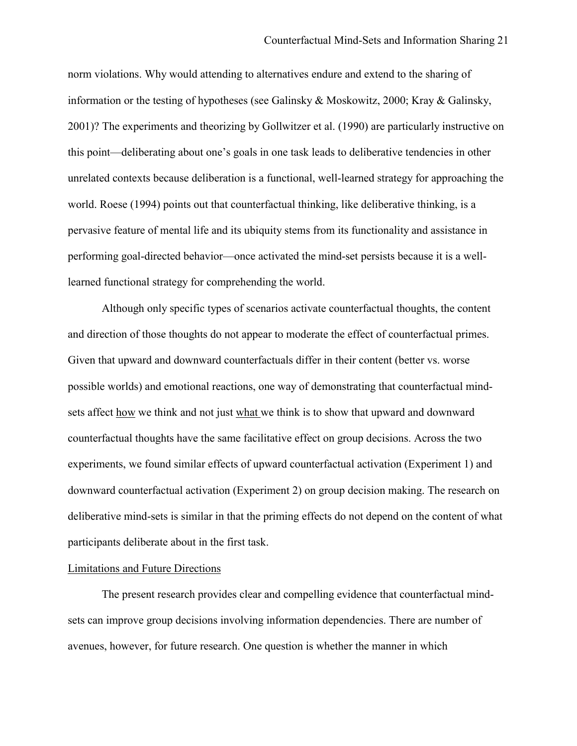norm violations. Why would attending to alternatives endure and extend to the sharing of information or the testing of hypotheses (see Galinsky & Moskowitz, 2000; Kray & Galinsky, 2001)? The experiments and theorizing by Gollwitzer et al. (1990) are particularly instructive on this point—deliberating about one's goals in one task leads to deliberative tendencies in other unrelated contexts because deliberation is a functional, well-learned strategy for approaching the world. Roese (1994) points out that counterfactual thinking, like deliberative thinking, is a pervasive feature of mental life and its ubiquity stems from its functionality and assistance in performing goal-directed behavior—once activated the mind-set persists because it is a well-learned functional strategy for comprehending the world.

Although only specific types of scenarios activate counterfactual thoughts, the content and direction of those thoughts do not appear to moderate the effect of counterfactual primes. Given that upward and downward counterfactuals differ in their content (better vs. worse possible worlds) and emotional reactions, one way of demonstrating that counterfactual mind-sets affect <u>how</u> we think and not just <u>what</u> we think is to show that upward and downward counterfactual thoughts have the same facilitative effect on group decisions. Across the two experiments, we found similar effects of upward counterfactual activation (Experiment 1) and downward counterfactual activation (Experiment 2) on group decision making. The research on deliberative mind-sets is similar in that the priming effects do not depend on the content of what participants deliberate about in the first task.

## Limitations and Future Directions

The present research provides clear and compelling evidence that counterfactual mind-sets can improve group decisions involving information dependencies. There are number of avenues, however, for future research. One question is whether the manner in which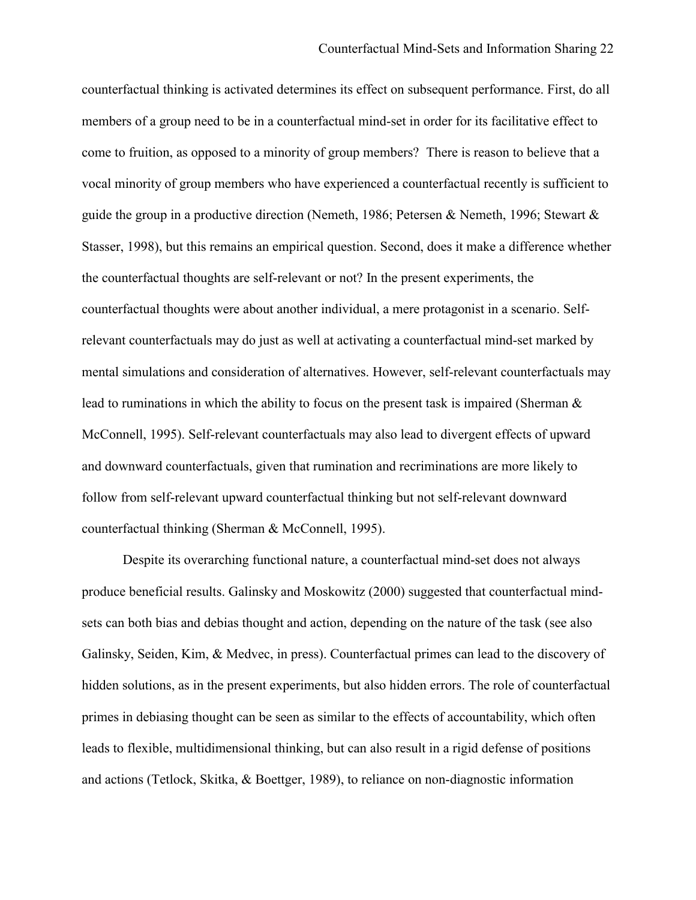counterfactual thinking is activated determines its effect on subsequent performance. First, do all members of a group need to be in a counterfactual mind-set in order for its facilitative effect to come to fruition, as opposed to a minority of group members? There is reason to believe that a vocal minority of group members who have experienced a counterfactual recently is sufficient to guide the group in a productive direction (Nemeth, 1986; Petersen & Nemeth, 1996; Stewart & Stasser, 1998), but this remains an empirical question. Second, does it make a difference whether the counterfactual thoughts are self-relevant or not? In the present experiments, the counterfactual thoughts were about another individual, a mere protagonist in a scenario. Self-relevant counterfactuals may do just as well at activating a counterfactual mind-set marked by mental simulations and consideration of alternatives. However, self-relevant counterfactuals may lead to ruminations in which the ability to focus on the present task is impaired (Sherman & McConnell, 1995). Self-relevant counterfactuals may also lead to divergent effects of upward and downward counterfactuals, given that rumination and recriminations are more likely to follow from self-relevant upward counterfactual thinking but not self-relevant downward counterfactual thinking (Sherman & McConnell, 1995).

Despite its overarching functional nature, a counterfactual mind-set does not always produce beneficial results. Galinsky and Moskowitz (2000) suggested that counterfactual mind-sets can both bias and debias thought and action, depending on the nature of the task (see also Galinsky, Seiden, Kim, & Medvec, in press). Counterfactual primes can lead to the discovery of hidden solutions, as in the present experiments, but also hidden errors. The role of counterfactual primes in debiasing thought can be seen as similar to the effects of accountability, which often leads to flexible, multidimensional thinking, but can also result in a rigid defense of positions and actions (Tetlock, Skitka, & Boettger, 1989), to reliance on non-diagnostic information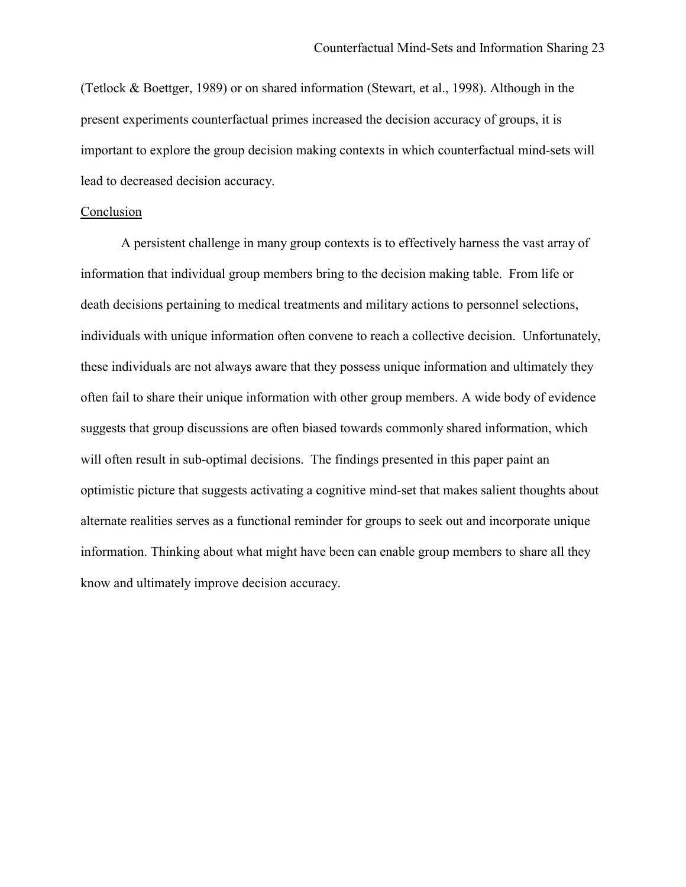(Tetlock & Boettger, 1989) or on shared information (Stewart, et al., 1998). Although in the present experiments counterfactual primes increased the decision accuracy of groups, it is important to explore the group decision making contexts in which counterfactual mind-sets will lead to decreased decision accuracy.

## Conclusion

A persistent challenge in many group contexts is to effectively harness the vast array of information that individual group members bring to the decision making table. From life or death decisions pertaining to medical treatments and military actions to personnel selections, individuals with unique information often convene to reach a collective decision. Unfortunately, these individuals are not always aware that they possess unique information and ultimately they often fail to share their unique information with other group members. A wide body of evidence suggests that group discussions are often biased towards commonly shared information, which will often result in sub-optimal decisions. The findings presented in this paper paint an optimistic picture that suggests activating a cognitive mind-set that makes salient thoughts about alternate realities serves as a functional reminder for groups to seek out and incorporate unique information. Thinking about what might have been can enable group members to share all they know and ultimately improve decision accuracy.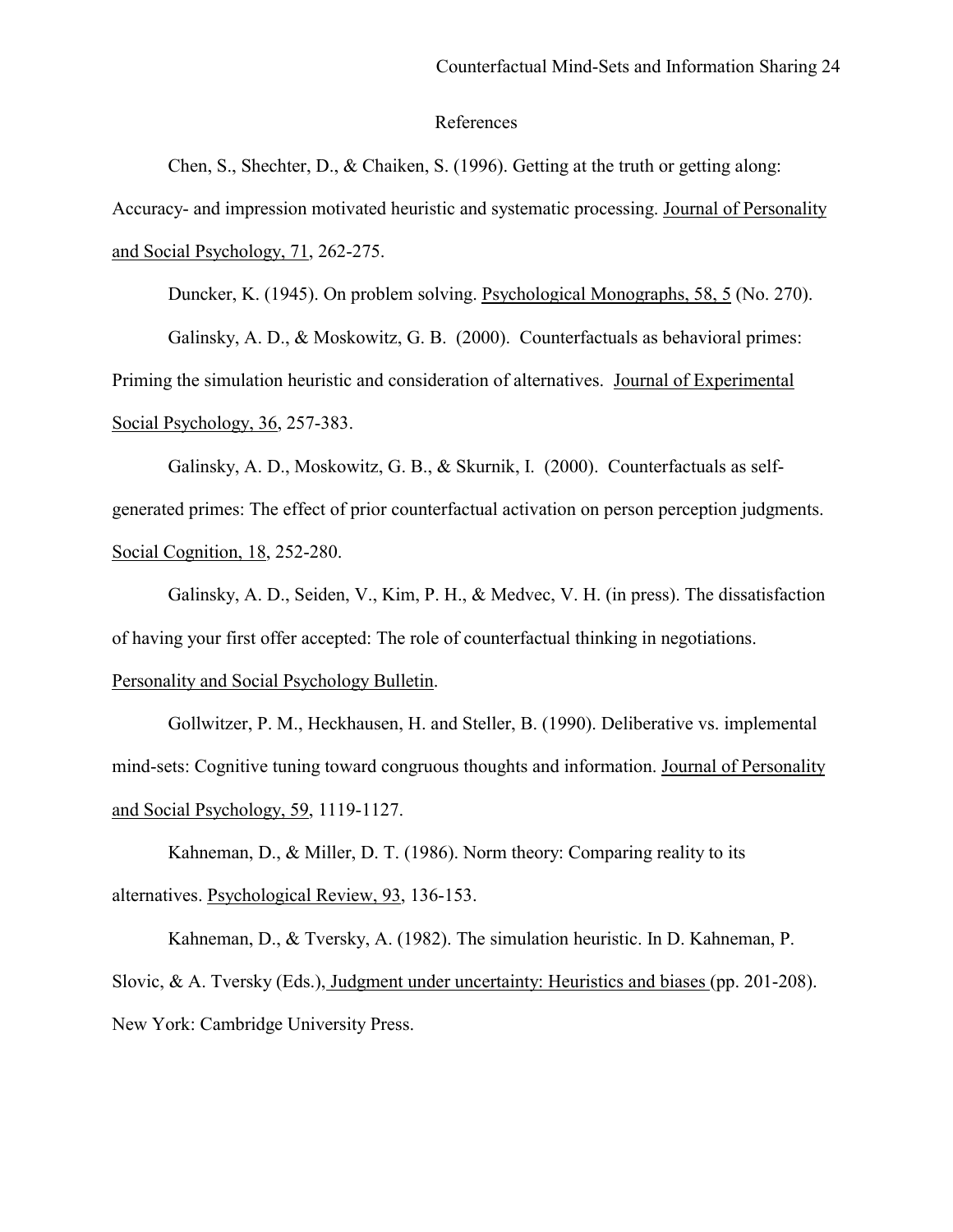## References

Chen, S., Shechter, D., & Chaiken, S. (1996). Getting at the truth or getting along: Accuracy- and impression motivated heuristic and systematic processing. Journal of Personality and Social Psychology, 71, 262-275.

Duncker, K. (1945). On problem solving. Psychological Monographs, 58, 5 (No. 270).

Galinsky, A. D., & Moskowitz, G. B. (2000). Counterfactuals as behavioral primes: Priming the simulation heuristic and consideration of alternatives. Journal of Experimental Social Psychology, 36, 257-383.

Galinsky, A. D., Moskowitz, G. B., & Skurnik, I. (2000). Counterfactuals as self-generated primes: The effect of prior counterfactual activation on person perception judgments. Social Cognition, 18, 252-280.

Galinsky, A. D., Seiden, V., Kim, P. H., & Medvec, V. H. (in press). The dissatisfaction of having your first offer accepted: The role of counterfactual thinking in negotiations. Personality and Social Psychology Bulletin.

Gollwitzer, P. M., Heckhausen, H. and Steller, B. (1990). Deliberative vs. implemental mind-sets: Cognitive tuning toward congruous thoughts and information. Journal of Personality and Social Psychology, 59, 1119-1127.

Kahneman, D., & Miller, D. T. (1986). Norm theory: Comparing reality to its alternatives. Psychological Review, 93, 136-153.

Kahneman, D., & Tversky, A. (1982). The simulation heuristic. In D. Kahneman, P. Slovic, & A. Tversky (Eds.), Judgment under uncertainty: Heuristics and biases (pp. 201-208). New York: Cambridge University Press.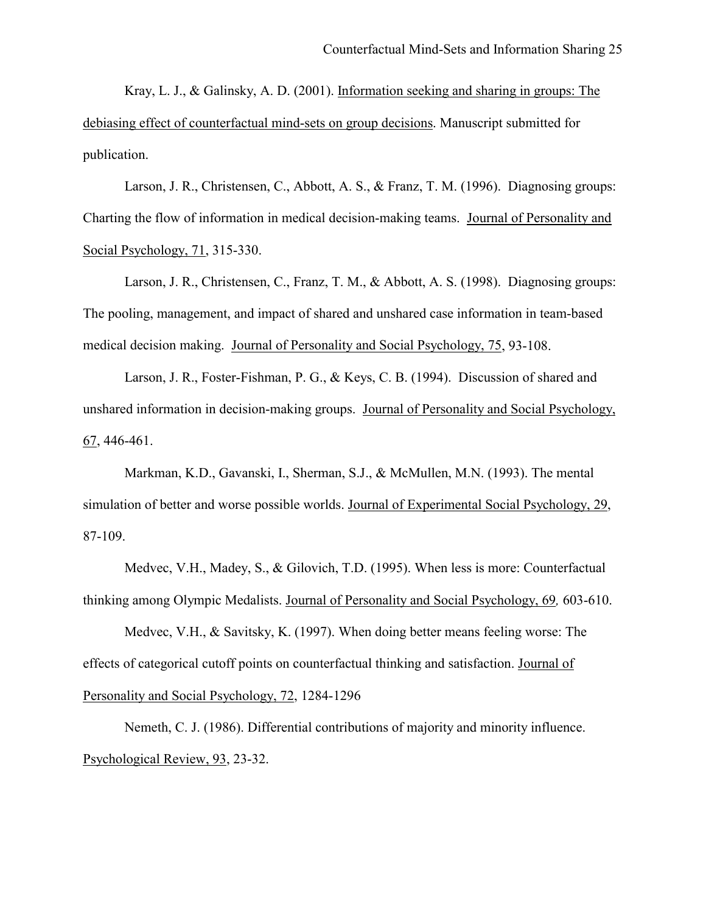Kray, L. J., & Galinsky, A. D. (2001). Information seeking and sharing in groups: The debiasing effect of counterfactual mind-sets on group decisions. Manuscript submitted for publication.

Larson, J. R., Christensen, C., Abbott, A. S., & Franz, T. M. (1996). Diagnosing groups: Charting the flow of information in medical decision-making teams. Journal of Personality and Social Psychology, 71, 315-330.

Larson, J. R., Christensen, C., Franz, T. M., & Abbott, A. S. (1998). Diagnosing groups: The pooling, management, and impact of shared and unshared case information in team-based medical decision making. Journal of Personality and Social Psychology, 75, 93-108.

Larson, J. R., Foster-Fishman, P. G., & Keys, C. B. (1994). Discussion of shared and unshared information in decision-making groups. Journal of Personality and Social Psychology, 67, 446-461.

Markman, K.D., Gavanski, I., Sherman, S.J., & McMullen, M.N. (1993). The mental simulation of better and worse possible worlds. Journal of Experimental Social Psychology, 29, 87-109.

Medvec, V.H., Madey, S., & Gilovich, T.D. (1995). When less is more: Counterfactual thinking among Olympic Medalists. Journal of Personality and Social Psychology, 69, 603-610.

Medvec, V.H., & Savitsky, K. (1997). When doing better means feeling worse: The effects of categorical cutoff points on counterfactual thinking and satisfaction. Journal of Personality and Social Psychology, 72, 1284-1296

Nemeth, C. J. (1986). Differential contributions of majority and minority influence. Psychological Review, 93, 23-32.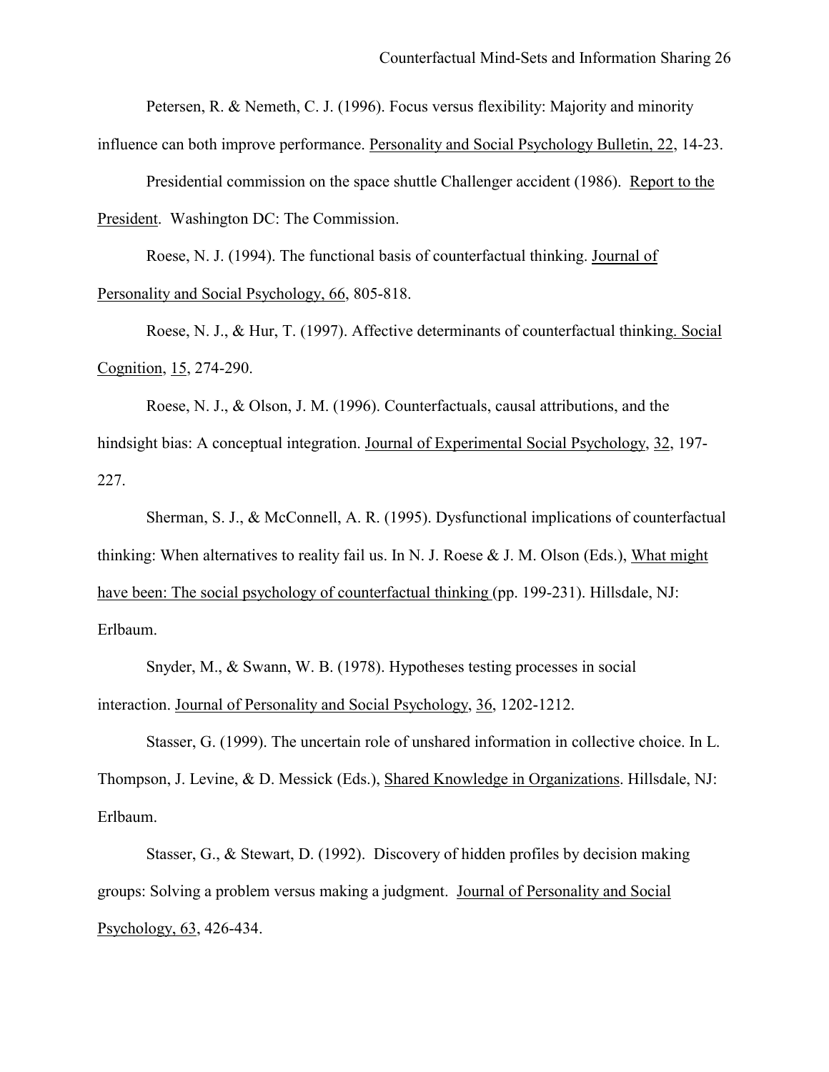Petersen, R. & Nemeth, C. J. (1996). Focus versus flexibility: Majority and minority influence can both improve performance. Personality and Social Psychology Bulletin, 22, 14-23.

Presidential commission on the space shuttle Challenger accident (1986). Report to the President. Washington DC: The Commission.

Roese, N. J. (1994). The functional basis of counterfactual thinking. Journal of Personality and Social Psychology, 66, 805-818.

Roese, N. J., & Hur, T. (1997). Affective determinants of counterfactual thinking. Social Cognition, 15, 274-290.

Roese, N. J., & Olson, J. M. (1996). Counterfactuals, causal attributions, and the hindsight bias: A conceptual integration. Journal of Experimental Social Psychology, 32, 197-227.

Sherman, S. J., & McConnell, A. R. (1995). Dysfunctional implications of counterfactual thinking: When alternatives to reality fail us. In N. J. Roese & J. M. Olson (Eds.), What might have been: The social psychology of counterfactual thinking (pp. 199-231). Hillsdale, NJ: Erlbaum.

Snyder, M., & Swann, W. B. (1978). Hypotheses testing processes in social interaction. Journal of Personality and Social Psychology, 36, 1202-1212.

Stasser, G. (1999). The uncertain role of unshared information in collective choice. In L. Thompson, J. Levine, & D. Messick (Eds.), Shared Knowledge in Organizations. Hillsdale, NJ: Erlbaum.

Stasser, G., & Stewart, D. (1992). Discovery of hidden profiles by decision making groups: Solving a problem versus making a judgment. Journal of Personality and Social Psychology, 63, 426-434.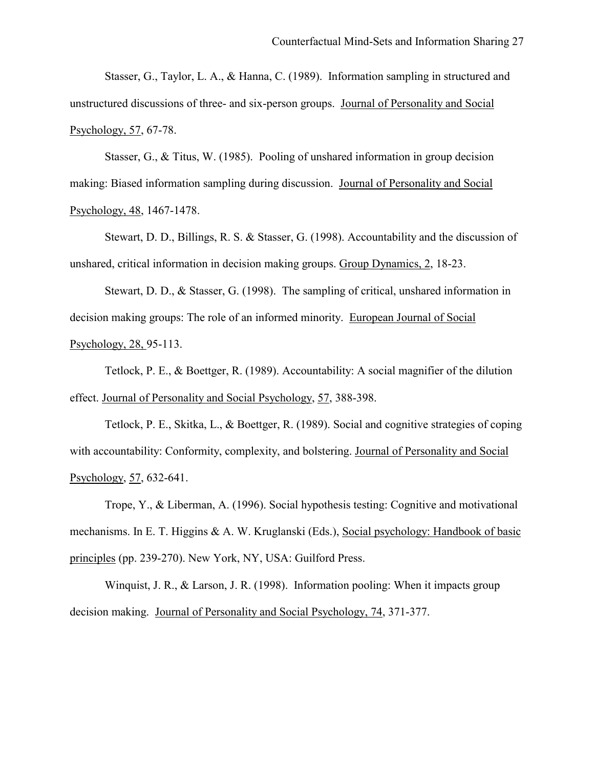Stasser, G., Taylor, L. A., & Hanna, C. (1989). Information sampling in structured and unstructured discussions of three- and six-person groups. Journal of Personality and Social Psychology, 57, 67-78.

Stasser, G., & Titus, W. (1985). Pooling of unshared information in group decision making: Biased information sampling during discussion. Journal of Personality and Social Psychology, 48, 1467-1478.

Stewart, D. D., Billings, R. S. & Stasser, G. (1998). Accountability and the discussion of unshared, critical information in decision making groups. Group Dynamics, 2, 18-23.

Stewart, D. D., & Stasser, G. (1998). The sampling of critical, unshared information in decision making groups: The role of an informed minority. European Journal of Social Psychology, 28, 95-113.

Tetlock, P. E., & Boettger, R. (1989). Accountability: A social magnifier of the dilution effect. Journal of Personality and Social Psychology, 57, 388-398.

Tetlock, P. E., Skitka, L., & Boettger, R. (1989). Social and cognitive strategies of coping with accountability: Conformity, complexity, and bolstering. Journal of Personality and Social Psychology, 57, 632-641.

Trope, Y., & Liberman, A. (1996). Social hypothesis testing: Cognitive and motivational mechanisms. In E. T. Higgins & A. W. Kruglanski (Eds.), Social psychology: Handbook of basic principles (pp. 239-270). New York, NY, USA: Guilford Press.

Winquist, J. R., & Larson, J. R. (1998). Information pooling: When it impacts group decision making. Journal of Personality and Social Psychology, 74, 371-377.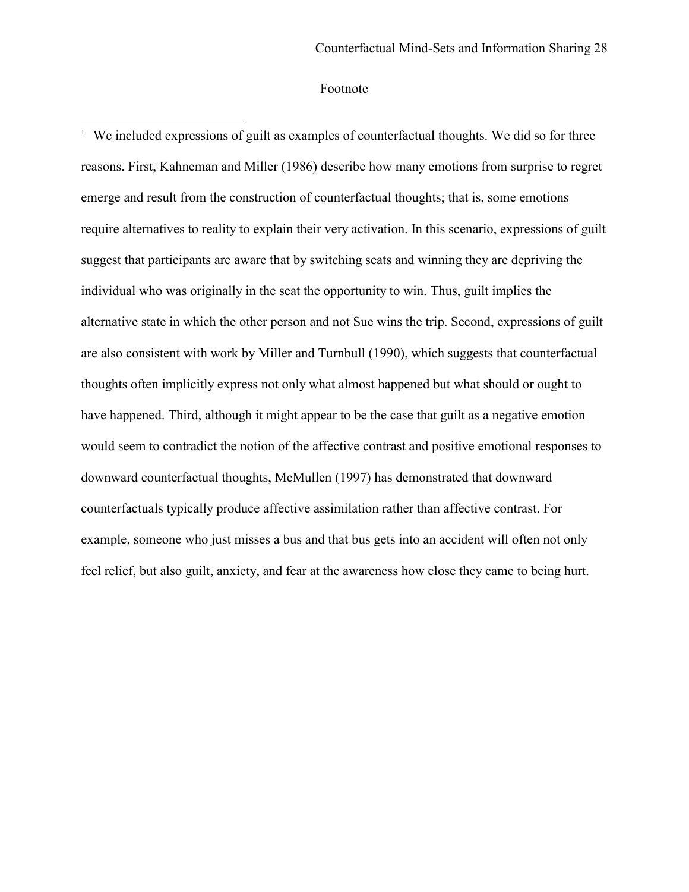# Footnote

[1] We included expressions of guilt as examples of counterfactual thoughts. We did so for three reasons. First, Kahneman and Miller (1986) describe how many emotions from surprise to regret emerge and result from the construction of counterfactual thoughts; that is, some emotions require alternatives to reality to explain their very activation. In this scenario, expressions of guilt suggest that participants are aware that by switching seats and winning they are depriving the individual who was originally in the seat the opportunity to win. Thus, guilt implies the alternative state in which the other person and not Sue wins the trip. Second, expressions of guilt are also consistent with work by Miller and Turnbull (1990), which suggests that counterfactual thoughts often implicitly express not only what almost happened but what should or ought to have happened. Third, although it might appear to be the case that guilt as a negative emotion would seem to contradict the notion of the affective contrast and positive emotional responses to downward counterfactual thoughts, McMullen (1997) has demonstrated that downward counterfactuals typically produce affective assimilation rather than affective contrast. For example, someone who just misses a bus and that bus gets into an accident will often not only feel relief, but also guilt, anxiety, and fear at the awareness how close they came to being hurt.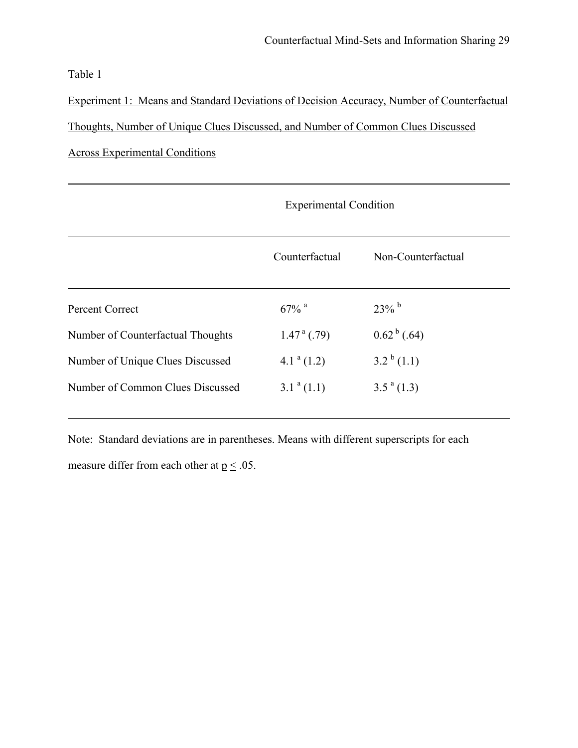Table 1

Experiment 1: Means and Standard Deviations of Decision Accuracy, Number of Counterfactual Thoughts, Number of Unique Clues Discussed, and Number of Common Clues Discussed Across Experimental Conditions

| | Experimental Condition | |
|---|---|---|
| | Counterfactual | Non-Counterfactual |
| Percent Correct | 67% [a] | 23% [b] |
| Number of Counterfactual Thoughts | 1.47 [a] (.79) | 0.62 [b] (.64) |
| Number of Unique Clues Discussed | 4.1 [a] (1.2) | 3.2 [b] (1.1) |
| Number of Common Clues Discussed | 3.1 [a] (1.1) | 3.5 [a] (1.3) |

Note: Standard deviations are in parentheses. Means with different superscripts for each measure differ from each other at $p \leq .05$.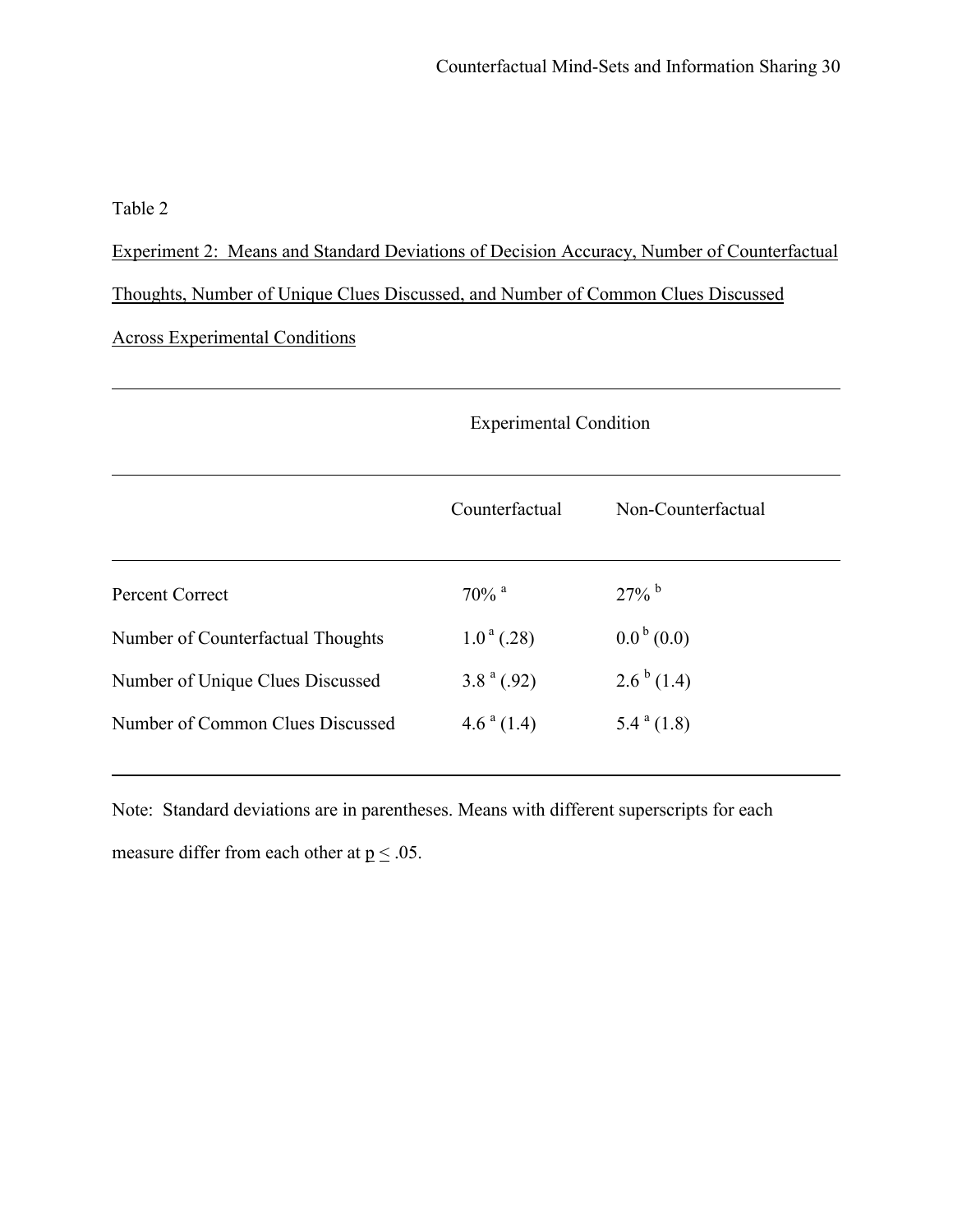Table 2

Experiment 2: Means and Standard Deviations of Decision Accuracy, Number of Counterfactual Thoughts, Number of Unique Clues Discussed, and Number of Common Clues Discussed Across Experimental Conditions

| | Experimental Condition | |
|---|---|---|
| | Counterfactual | Non-Counterfactual |
| Percent Correct | 70% [a] | 27% [b] |
| Number of Counterfactual Thoughts | 1.0 [a] (.28) | 0.0 [b] (0.0) |
| Number of Unique Clues Discussed | 3.8 [a] (.92) | 2.6 [b] (1.4) |
| Number of Common Clues Discussed | 4.6 [a] (1.4) | 5.4 [a] (1.8) |

Note: Standard deviations are in parentheses. Means with different superscripts for each measure differ from each other at $p \leq .05$.